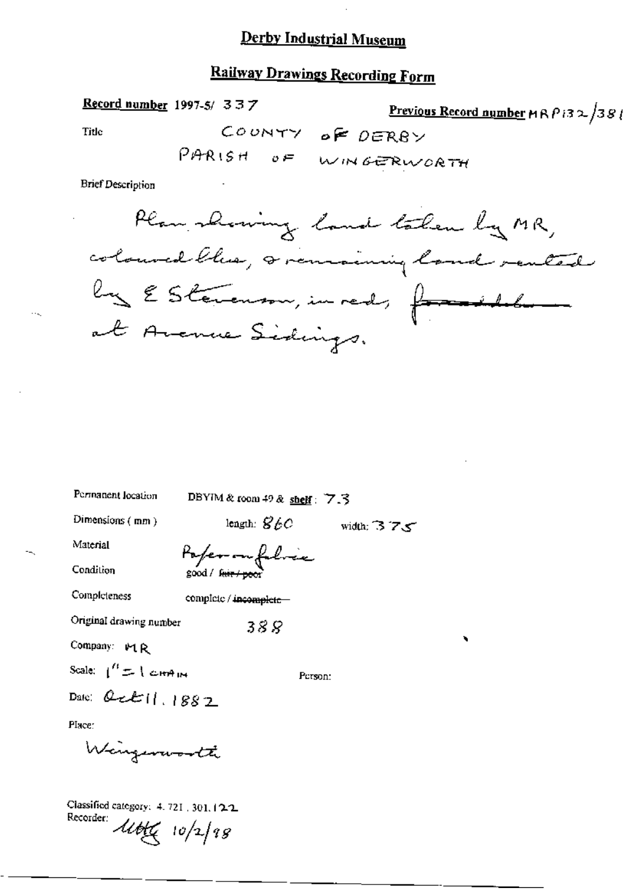# Derby Industrial Museum

## Railway Drawings Recording Form

**Record number** 1997-5/ 337

**Previous Record number** MRP132/381

Title: COUNTY OF DERBY
PARISH OF WINGERWORTH

Brief Description

Plan showing land taken by MR, coloured blue, & remaining land rented by E Stevenson, in red, ~~freehold~~ at Avenue Sidings.

Permanent location: DBYIM & room 49 & **shelf**: 7.3

Dimensions (mm): length: 860 width: 375

Material: Paper on fabric

Condition: good / ~~fair / poor~~

Completeness: complete / ~~incomplete~~

Original drawing number: 388

Company: MR

Scale: 1" = 1 chain

Person:

Date: Oct 11. 1882

Place:

Wingerworth

Classified category: 4. 721. 301. 122

Recorder: MHG 10/2/98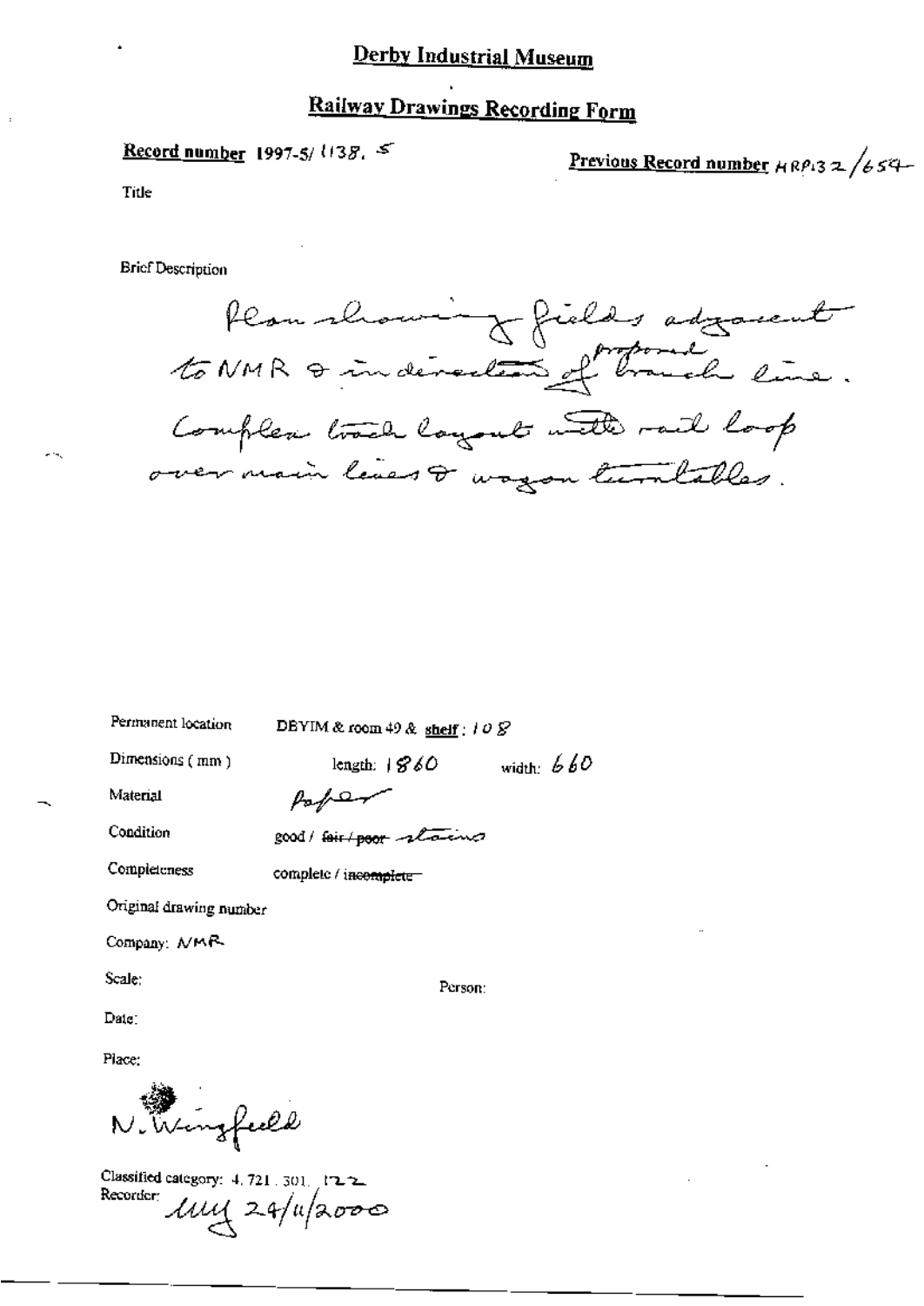# Derby Industrial Museum

## Railway Drawings Recording Form

**Record number** 1997-5/1138. 5

**Previous Record number** HRP132/654

Title

Brief Description

Plan showing fields adjacent to NMR & indication of proposed branch line. Complex track layout with rail loop over main lines & wagon turntables.

Permanent location DBYIM & room 49 & **shelf**: 108

Dimensions (mm) length: 1860 width: 660

Material Paper

Condition good / ~~fair / poor~~ staining

Completeness complete / ~~incomplete~~

Original drawing number

Company: NMR

Scale: Person:

Date:

Place:

N. Wingfield

Classified category: 4.721.301.122

Recorder: MY 24/11/2000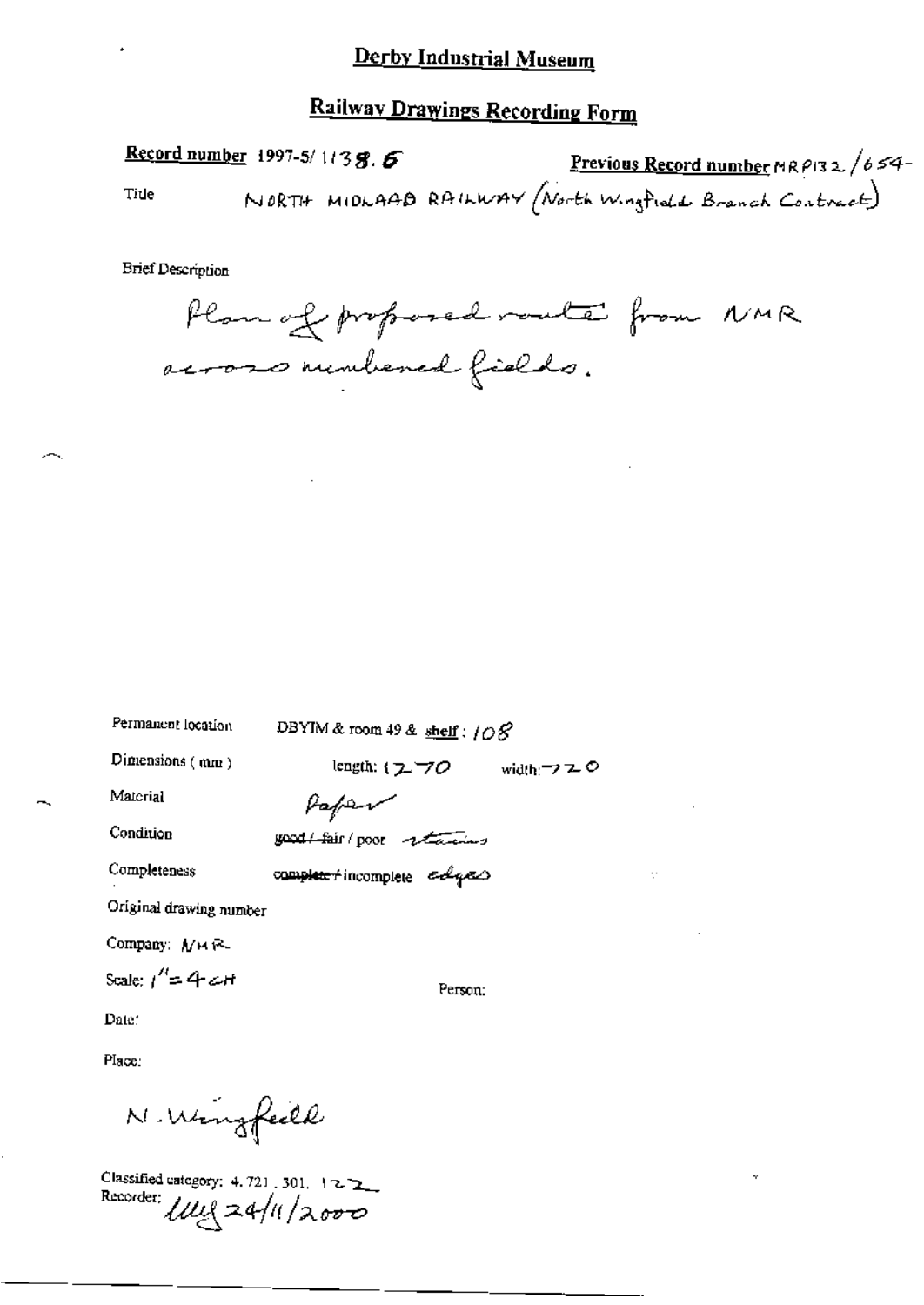# Derby Industrial Museum

## Railway Drawings Recording Form

**Record number** 1997-5/1138.6 **Previous Record number** MRP132/654-

Title NORTH MIDLAAD RAILWAY (North Wingfield Branch Contract)

Brief Description

Plan of proposed route from NMR across numbered fields.

Permanent location DBYIM & room 49 & **shelf**: 108

Dimensions (mm) length: 1270 width: 720

Material Paper

Condition ~~good / fair~~ / poor stains

Completeness ~~complete~~ / incomplete edges

Original drawing number

Company: NMR

Scale: 1" = 4 CH

Person:

Date:

Place:

N. Wingfield

Classified category: 4.721.301.122

Recorder: MJ 24/11/2000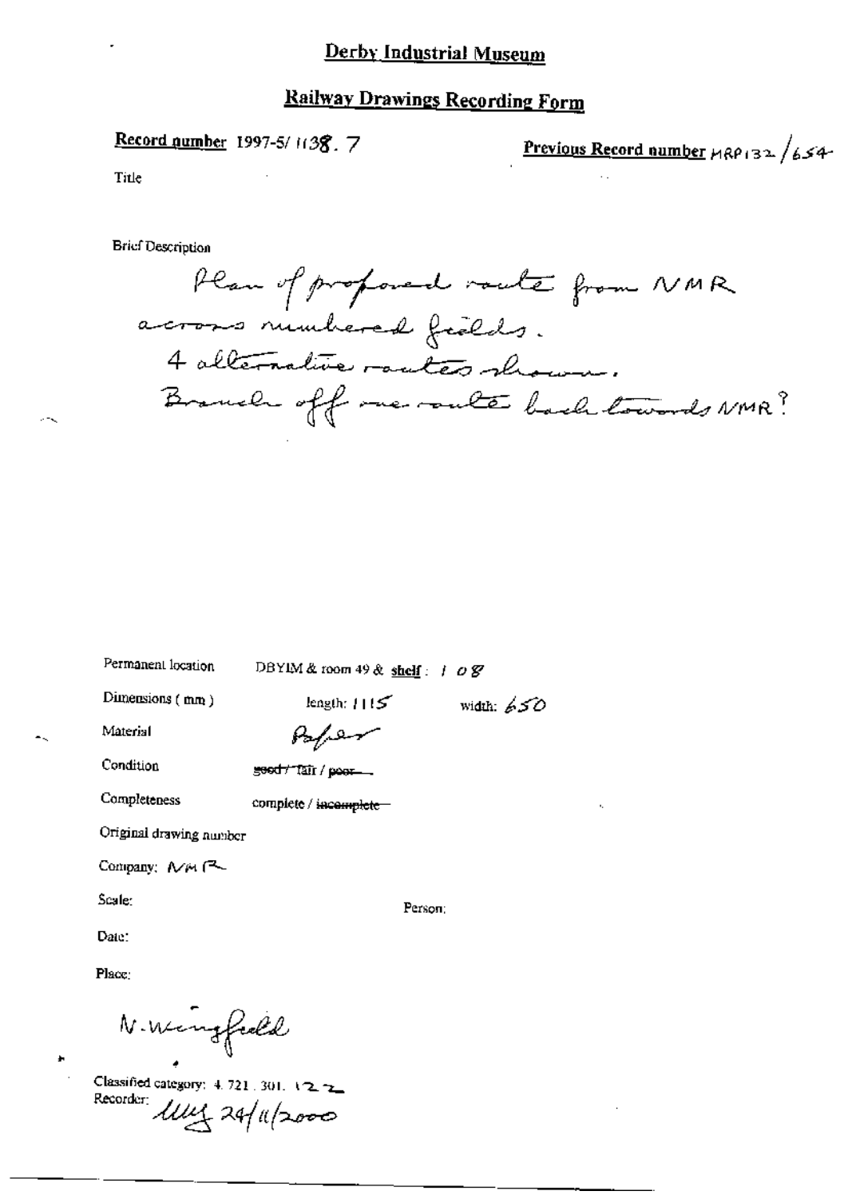# Derby Industrial Museum

## Railway Drawings Recording Form

**Record number** 1997-5/ 1138. 7

**Previous Record number** MRP132 /654

Title

Brief Description

Plan of proposed route from NMR across numbered fields.
4 alternative routes shown.
Branch off one route back towards NMR?

Permanent location: DBYIM & room 49 & **shelf**: 108

Dimensions (mm): length: 1115 width: 650

Material: Paper

Condition: ~~good~~ / fair / ~~poor~~

Completeness: complete / ~~incomplete~~

Original drawing number

Company: NMR

Scale:

Person:

Date:

Place:

N. Wingfield

Classified category: 4. 721. 301. 122

Recorder: MLY 24/11/2000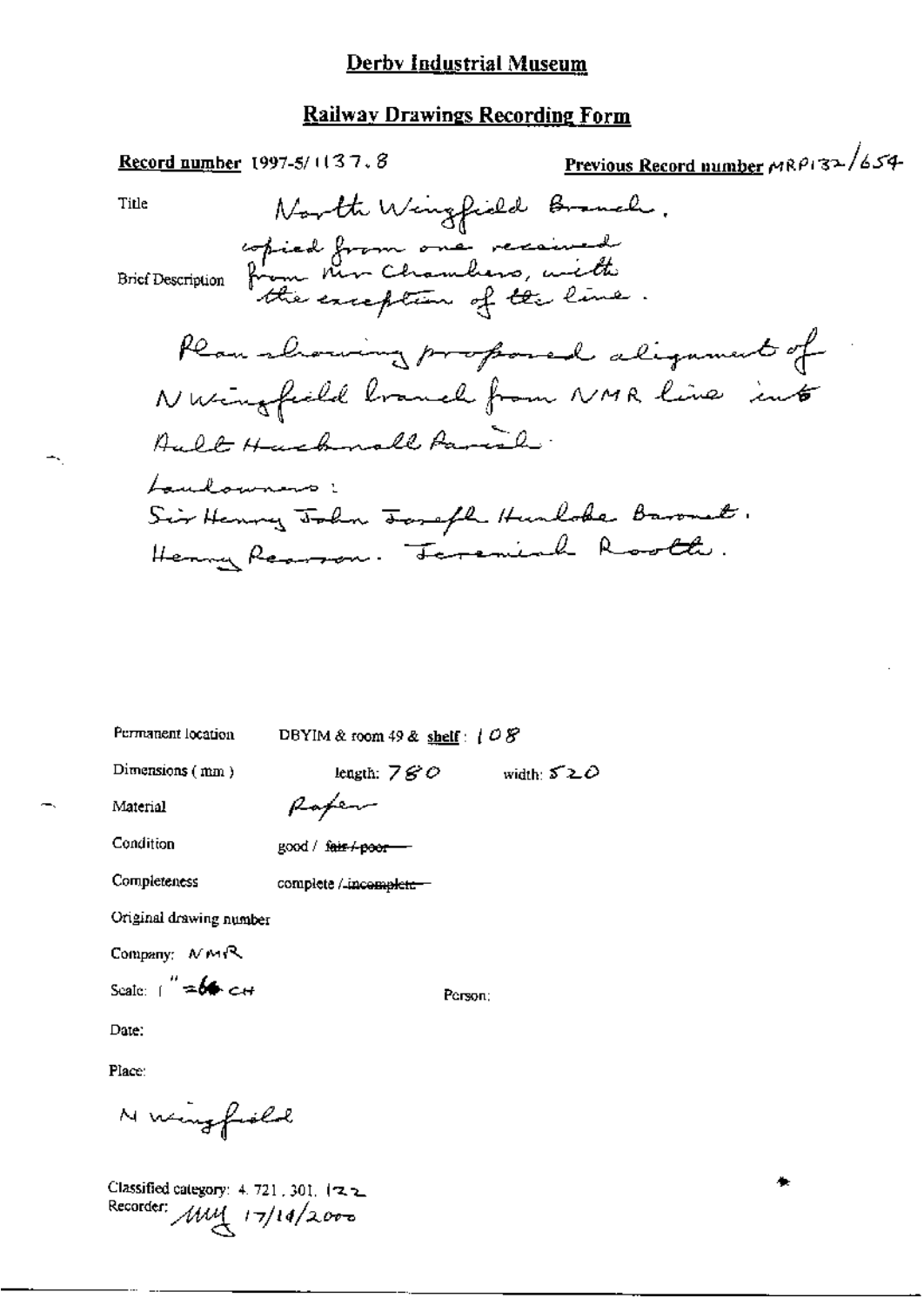# Derby Industrial Museum

## Railway Drawings Recording Form

**Record number** 1997-5/1137.8

**Previous Record number** MRP132/654

Title: North Wingfield Branch.

Brief Description: copied from one received from Mr Chambers, with the exception of the line.

Plan showing proposed alignment of N Wingfield branch from NMR line into Ault Hucknall Parish.

Landowners:
Sir Henry John Joseph Hunloke Baronet.
Henry Pearson. Jeremiah Rooth.

Permanent location: DBYIM & room 49 & **shelf**: 108

Dimensions (mm): length: 780 width: 520

Material: Paper

Condition: good / ~~fair / poor~~

Completeness: complete / ~~incomplete~~

Original drawing number

Company: NMR

Scale: 1" = 6 CH

Person:

Date:

Place:

N Wingfield

Classified category: 4.721.301.122

Recorder: MM 17/10/2000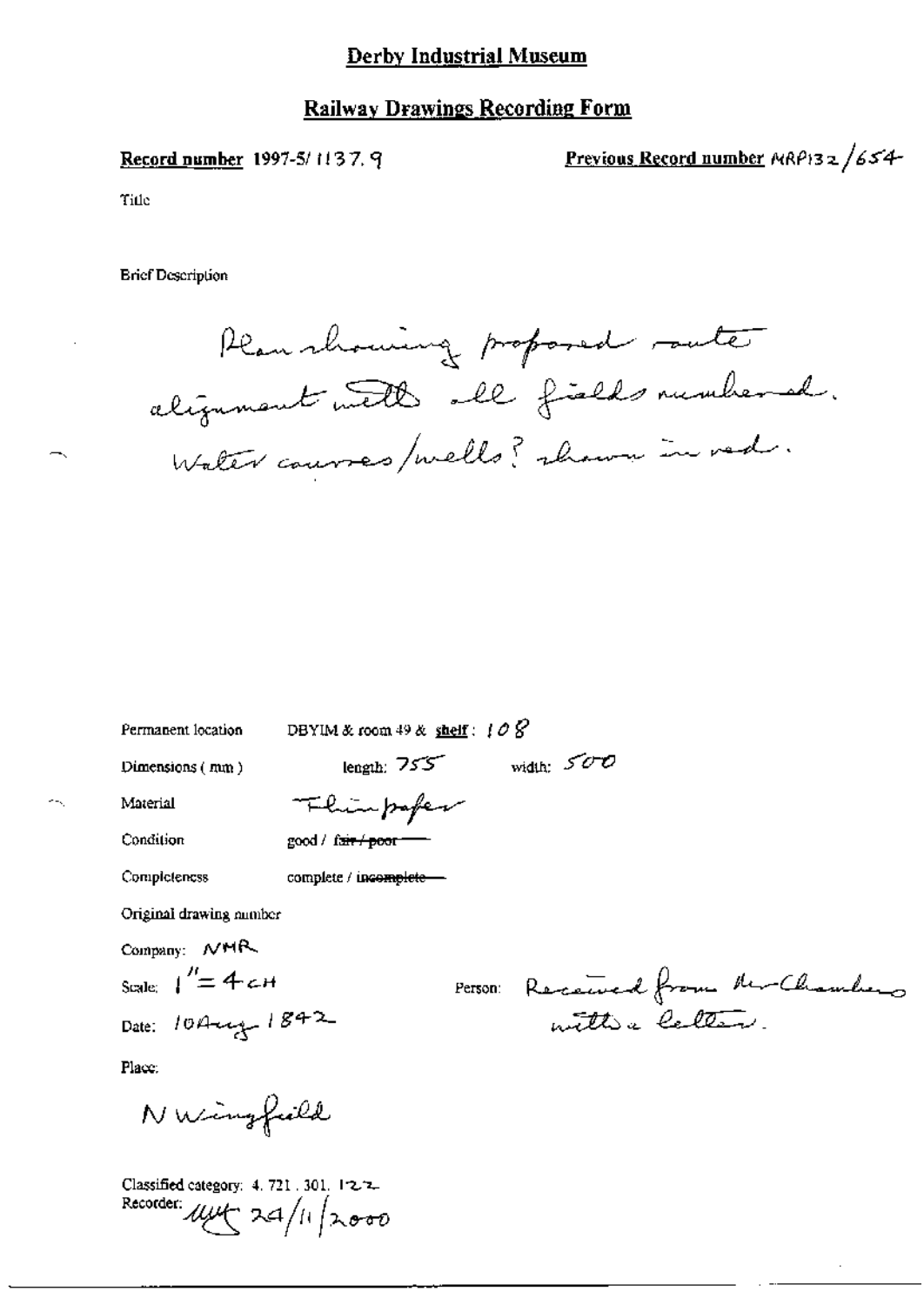# Derby Industrial Museum

## Railway Drawings Recording Form

**Record number** 1997-5/1137.9

**Previous Record number** MRP132/654

Title

Brief Description

Plan showing proposed route alignment with all fields numbered. Water courses/wells? shown in red.

Permanent location: DBYIM & room 49 & **shelf**: 108

Dimensions (mm): length: 755 width: 500

Material: Thin paper

Condition: good / ~~fair / poor~~

Completeness: complete / ~~incomplete~~

Original drawing number

Company: NMR

Scale: 1" = 4 cH

Date: 10 Aug 1842

Person: Received from Mr Chambers with a letter.

Place:

N Wingfield

Classified category: 4.721.301.122

Recorder: [initials] 24/11/2000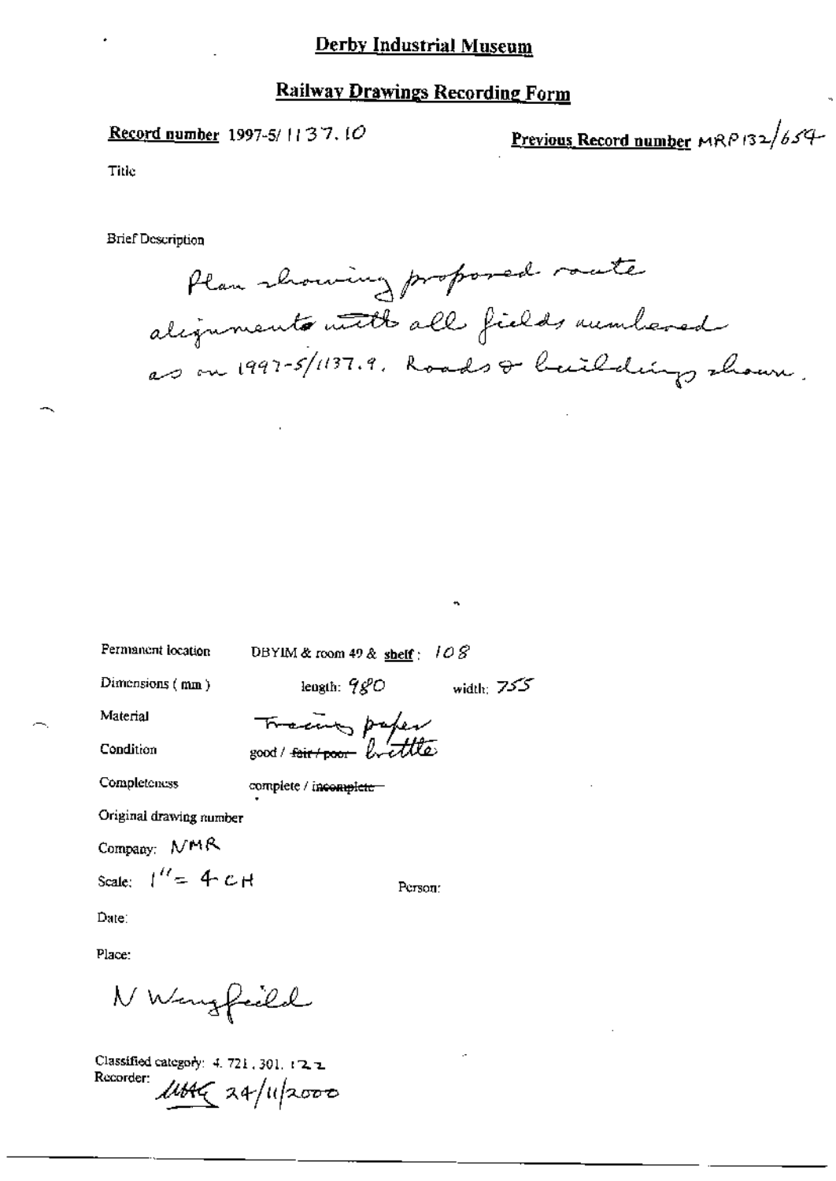# Derby Industrial Museum

## Railway Drawings Recording Form

**Record number** 1997-5/1137.10

**Previous Record number** MRP132/654

Title

Brief Description

Plan showing proposed route alignments with all fields numbered as on 1997-5/1137.9. Roads & buildings shown.

Permanent location: DBYIM & room 49 & **shelf**: 108

Dimensions (mm): length: 980 width: 755

Material: Tracing paper

Condition: good / ~~fair / poor~~ brittle

Completeness: complete / ~~incomplete~~

Original drawing number

Company: NMR

Scale: 1" = 4 CH

Person:

Date:

Place:

N Wingfield

Classified category: 4.721.301.122

Recorder: MHG 24/11/2000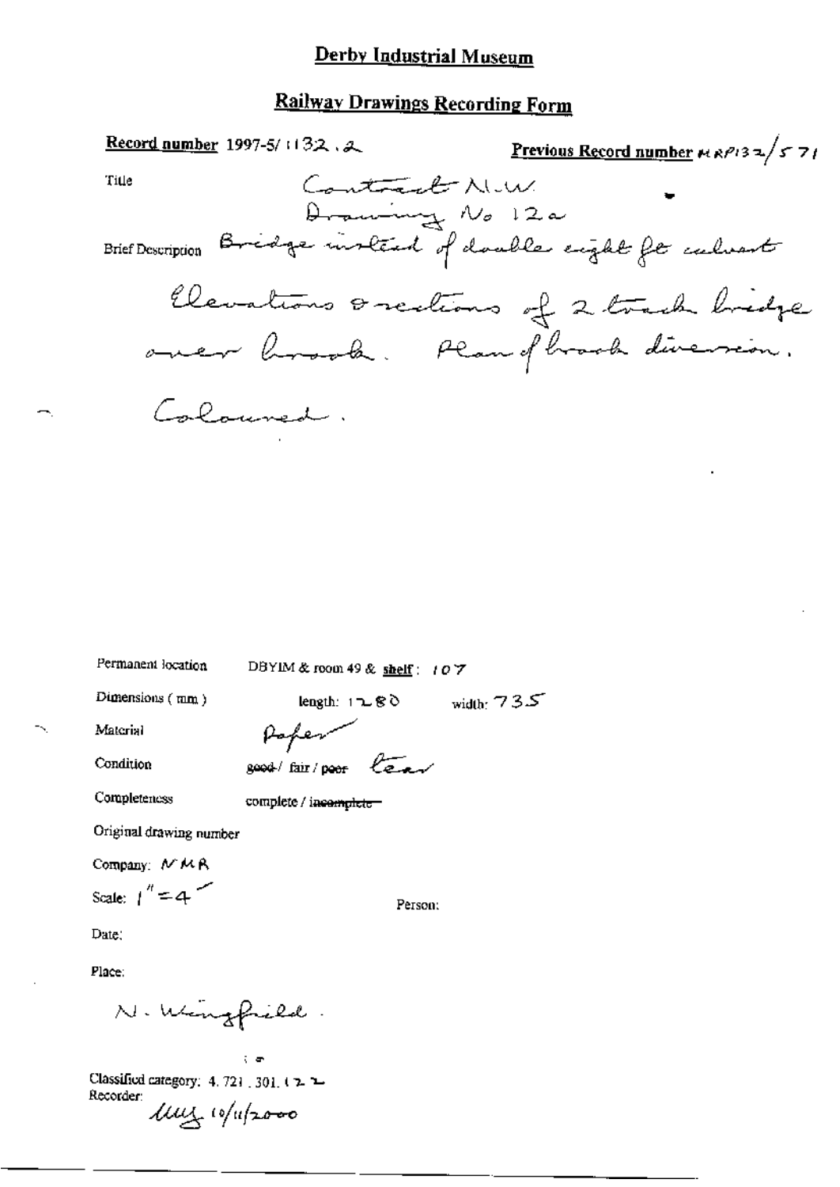# Derby Industrial Museum

## Railway Drawings Recording Form

**Record number** 1997-5/1132.2 **Previous Record number** MRP132/571

Title: Contract N.W. Drawing No 12a

Brief Description: Bridge instead of double eight ft culvert

Elevations & sections of 2 track bridge over brook. Plan of brook diversion.

Coloured.

Permanent location: DBYIM & room 49 & **shelf**: 107

Dimensions (mm): length: 1280 width: 735

Material: Paper

Condition: ~~good~~ / fair / ~~poor~~ tear

Completeness: complete / ~~incomplete~~

Original drawing number

Company: NMR

Scale: 1" = 4'

Person:

Date:

Place:

N. Wingfield.

Classified category: 4.721.301.122

Recorder: MJY 10/11/2000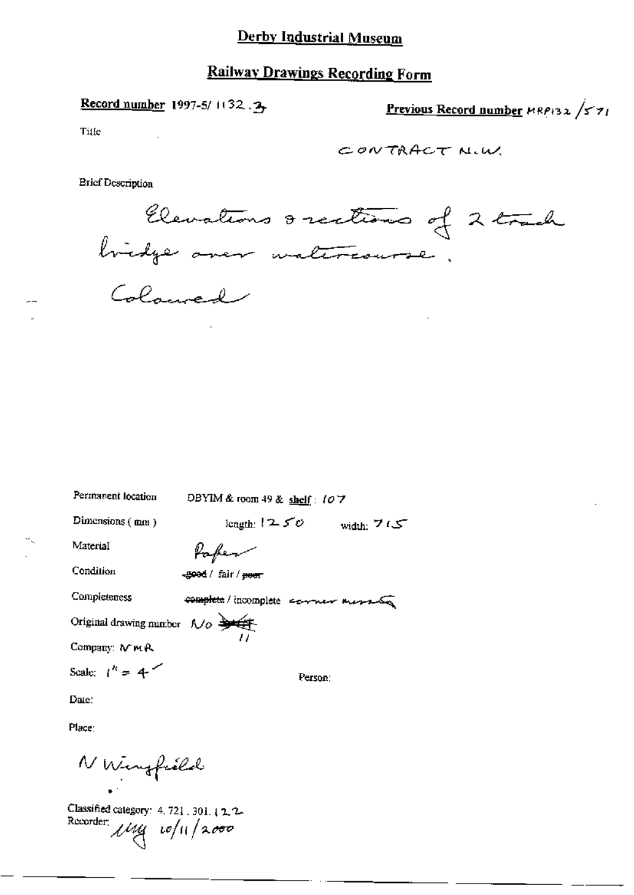# Derby Industrial Museum

## Railway Drawings Recording Form

**Record number** 1997-5/ 1132.3

**Previous Record number** MRP132 /571

Title

CONTRACT N.W.

Brief Description

Elevations & sections of 2 track bridge over watercourse.

Coloured

Permanent location DBYIM & room 49 & shelf: 107

Dimensions (mm) length: 1250 width: 715

Material Paper

Condition ~~good~~ / fair / ~~poor~~

Completeness ~~complete~~ / incomplete corner missing

Original drawing number No ~~~~ 11

Company: NMR

Scale: 1" = 4'

Person:

Date:

Place:

N Wingfield

Classified category: 4.721.301.122

Recorder: ily 10/11/2000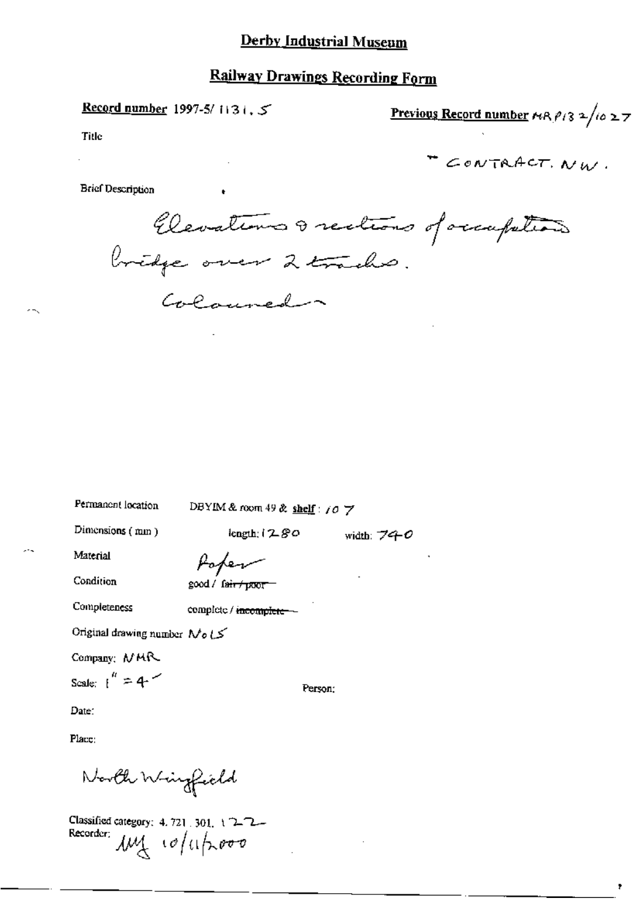# Derby Industrial Museum

## Railway Drawings Recording Form

**Record number** 1997-5/ 1131. 5

**Previous Record number** MR P132/1027

Title

" CONTRACT. NW.

Brief Description

Elevations & sections of occupation bridge over 2 tracks.
Coloured

Permanent location DBYIM & room 49 & **shelf**: 107

Dimensions (mm) length: 1280 width: 740

Material Paper

Condition good / ~~fair / poor~~

Completeness complete / ~~incomplete~~

Original drawing number No 15

Company: NMR

Scale: 1" = 4'

Person:

Date:

Place:

North Wingfield

Classified category: 4. 721. 301. 122

Recorder: MJ 10/11/2000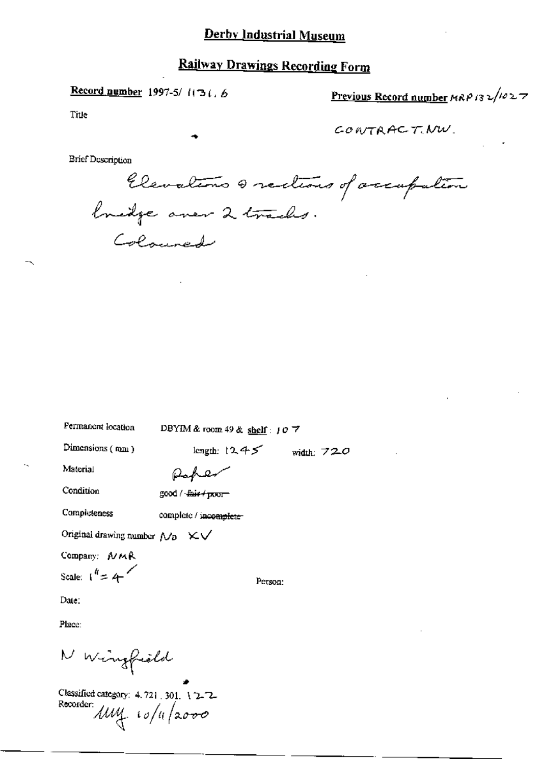# Derby Industrial Museum

## Railway Drawings Recording Form

**Record number** 1997-5/ 1131. 6

**Previous Record number** MRP 132/1027

Title

CONTRACT. NW.

Brief Description

Elevations & sections of accupation bridge over 2 tracks. Coloured

Permanent location DBYIM & room 49 & shelf : 107

Dimensions ( mm ) length: 1245 width: 720

Material Paper

Condition good / ~~fair / poor~~

Completeness complete / ~~incomplete~~

Original drawing number No XV

Company: NMR

Scale: 1" = 4'

Person:

Date:

Place:

N Wingfield

Classified category: 4. 721 . 301. 122

Recorder: MM 10/11/2000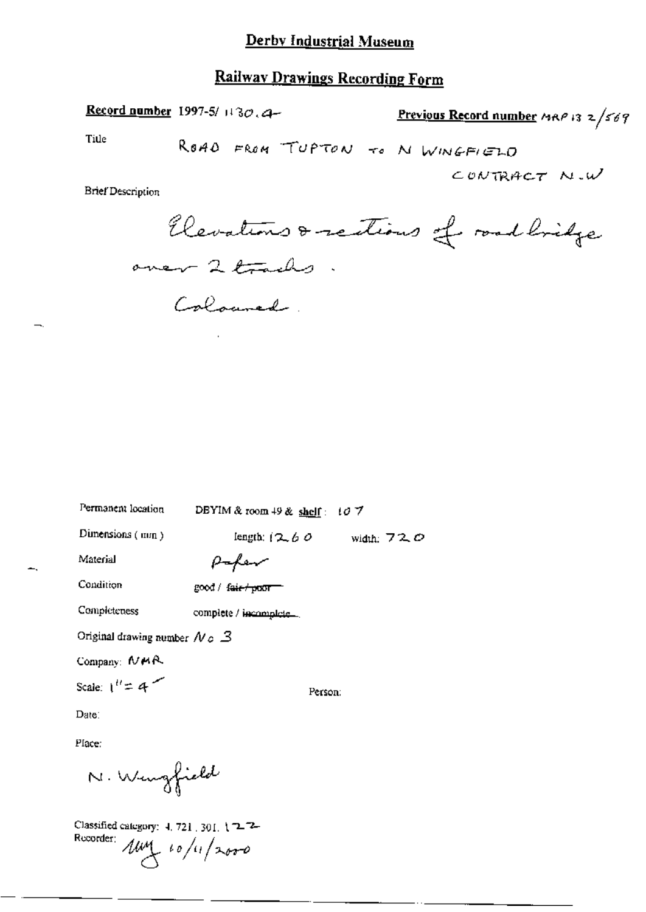# Derby Industrial Museum

## Railway Drawings Recording Form

**Record number** 1997-5/ 1130.4

**Previous Record number** MRP 13 2/569

Title

ROAD FROM TUPTON TO N WINGFIELD

CONTRACT N.W

Brief Description

Elevations & sections of road bridge over 2 tracks.

Coloured.

Permanent location DBYIM & room 49 & shelf: 107

Dimensions (mm) length: 1260 width: 720

Material Paper

Condition good / ~~fair / poor~~

Completeness complete / ~~incomplete~~

Original drawing number No 3

Company: NMR

Scale: 1" = 4'

Person:

Date:

Place:

N. Wingfield

Classified category: 4. 721. 301. 122

Recorder: 10/11/2000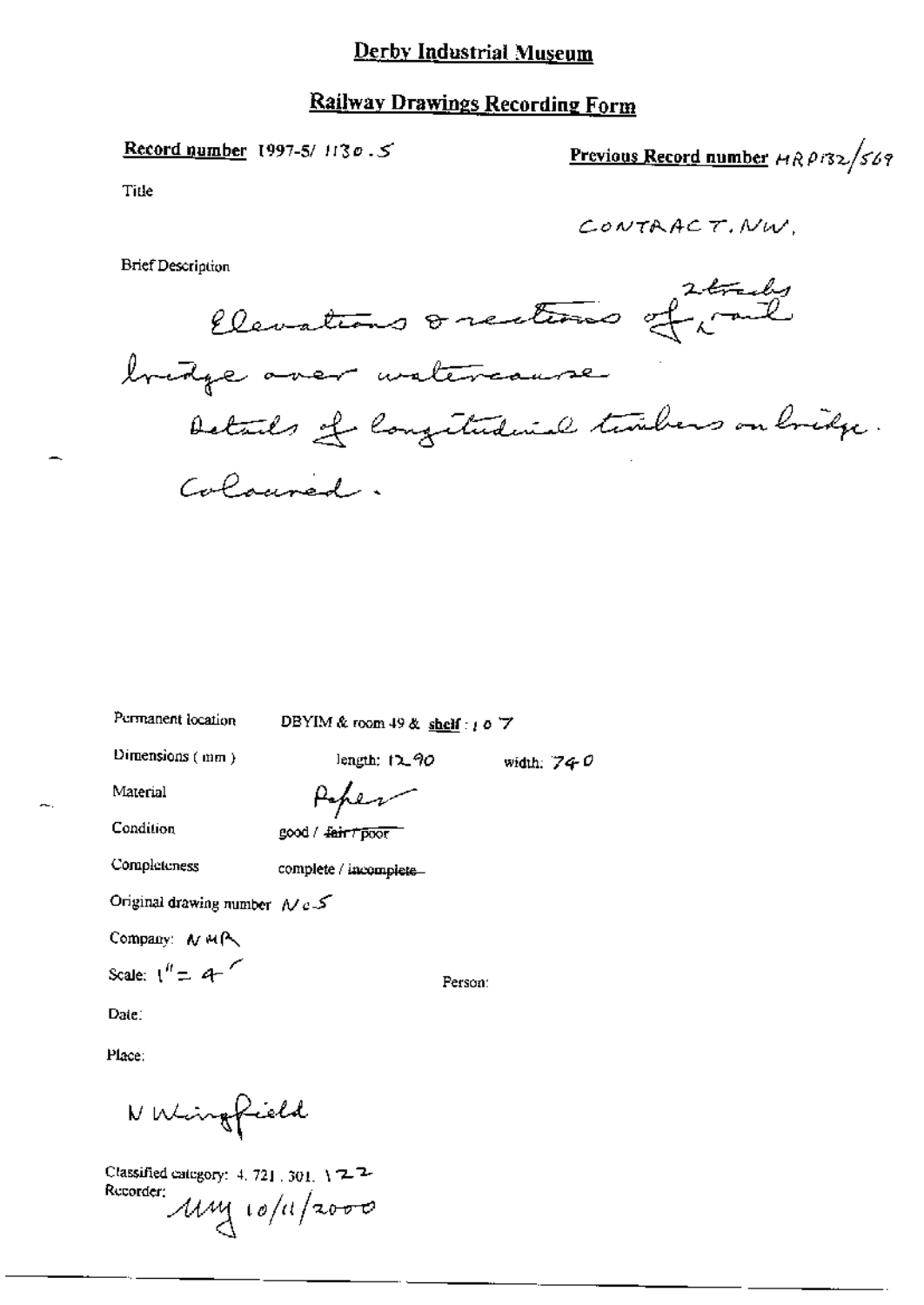# Derby Industrial Museum

## Railway Drawings Recording Form

**Record number** 1997-5/ 1130 . 5

**Previous Record number** HRP132/569

Title

CONTRACT. NW.

Brief Description

Elevations & sections of 2 track rail bridge over watercourse
Details of longitudinal timbers on bridge.
Coloured.

Permanent location DBYIM & room 49 & **shelf** : 107

Dimensions ( mm ) length: 1290 width: 740

Material Paper

Condition good / ~~fair / poor~~

Completeness complete / ~~incomplete~~

Original drawing number Nc 5

Company: NMR

Scale: 1" = 4'

Person:

Date:

Place:

N Wingfield

Classified category: 4. 721 . 301. 122

Recorder: MMY 10/11/2000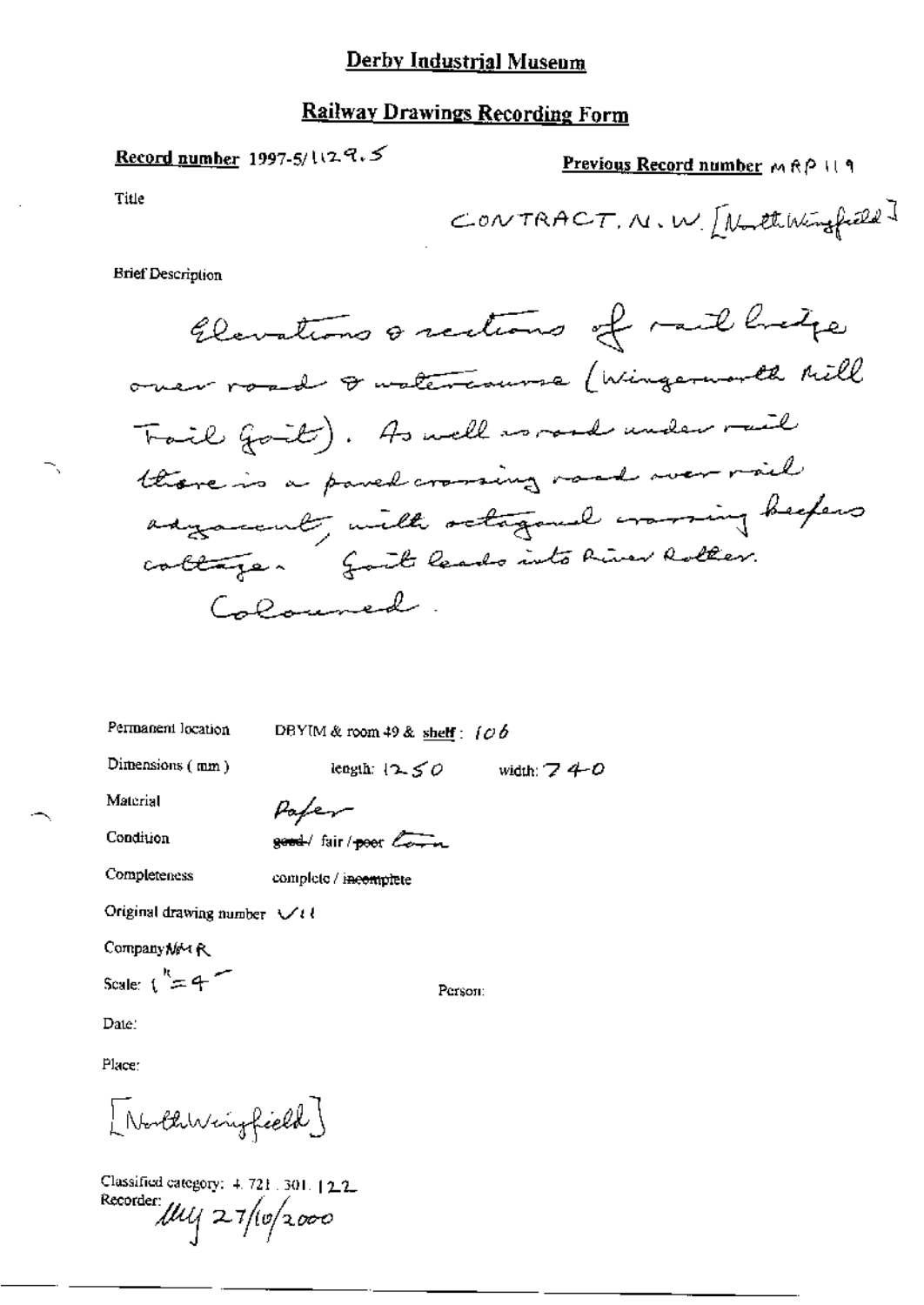# Derby Industrial Museum

## Railway Drawings Recording Form

**Record number** 1997-5/1129.5

**Previous Record number** MRP 119

Title

CONTRACT. N. W. [North Wingfield]

Brief Description

Elevations & sections of rail bridge over road & watercourse (Wingerworth Mill Tail Goit). As well as road under rail there is a paved crossing road over rail adjacent, with octagonal crossing keepers cottage. Goit leads into River Rother. Coloured.

Permanent location DBYIM & room 49 & shelf: 106

Dimensions (mm) length: 1250 width: 740

Material Paper

Condition ~~good~~ / fair / ~~poor~~ Torn

Completeness complete / ~~incomplete~~

Original drawing number V11

Company M M R

Scale: 1" = 4'

Person:

Date:

Place:

[North Wingfield]

Classified category: 4. 721. 301. 122

Recorder: MJ 27/10/2000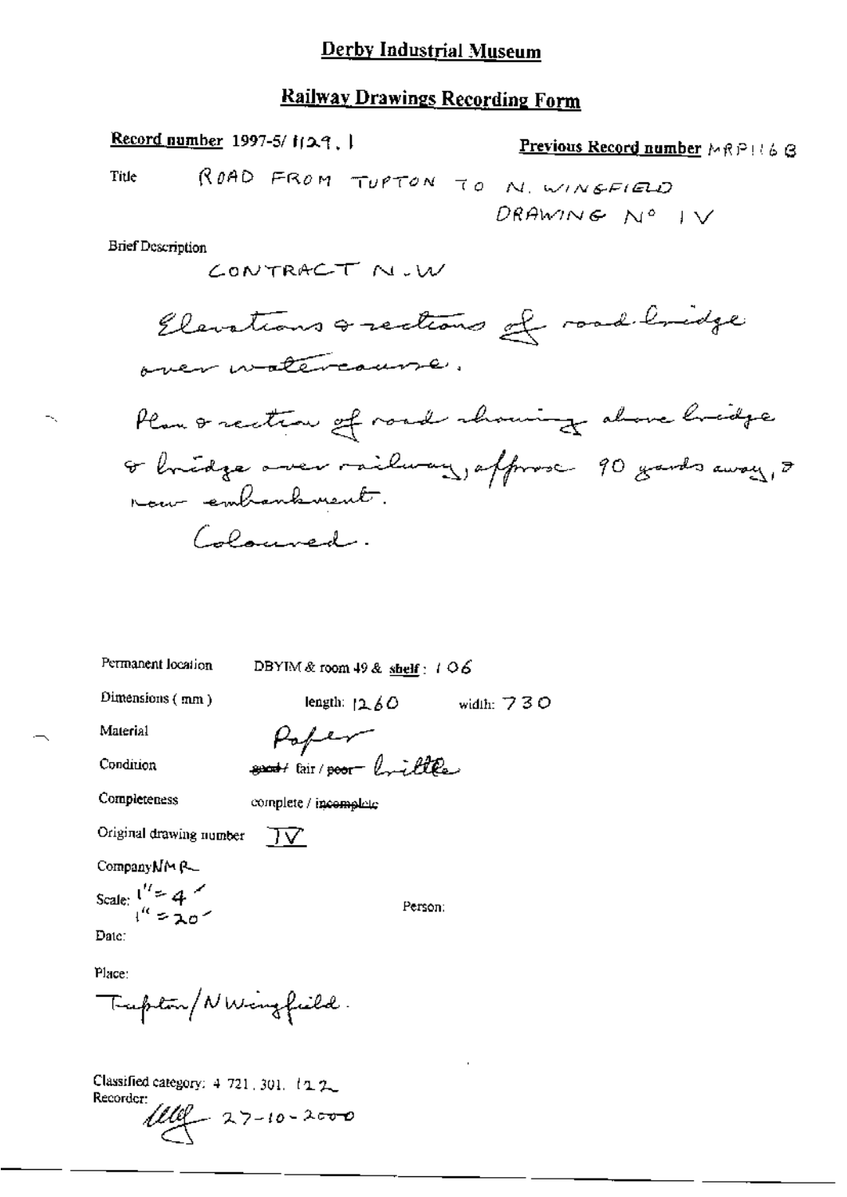# Derby Industrial Museum

## Railway Drawings Recording Form

**Record number** 1997-5/ 1129. 1

**Previous Record number** MRP116 B

Title ROAD FROM TUPTON TO N. WINGFIELD DRAWING Nº IV

Brief Description

CONTRACT N.W

Elevations & sections of road bridge over watercourse.

Plan & section of road showing above bridge & bridge over railway, approx 90 yards away, & new embankment.

Coloured.

Permanent location DBYIM & room 49 & **shelf**: 106

Dimensions (mm) length: 1260 width: 730

Material Paper

Condition ~~good~~ / fair / ~~poor~~ brittle

Completeness complete / ~~incomplete~~

Original drawing number IV

Company NMR

Scale: 1" = 4'
1" = 20'

Person:

Date:

Place:

Tupton/N Wingfield.

Classified category: 4 721, 301, 122

Recorder:

27-10-2000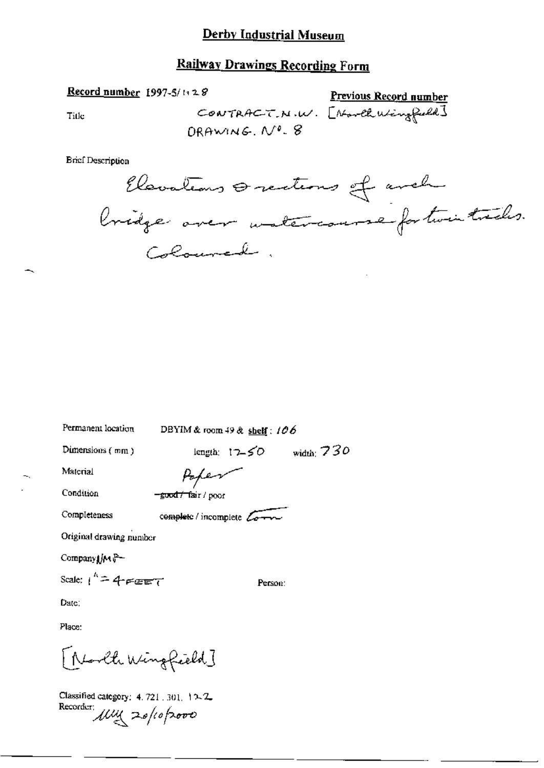# Derby Industrial Museum

## Railway Drawings Recording Form

**Record number** 1997-5/1128

**Previous Record number**

Title: CONTRACT. N.W. [North Wingfield] DRAWING. No. 8

Brief Description

Elevations & sections of arch bridge over watercourse for twin tracks. Coloured.

Permanent location: DBYIM & room 49 & shelf: 106

Dimensions (mm): length: 1250 width: 730

Material: Paper

Condition: ~~good /~~ fair / poor

Completeness: complete / incomplete Com

Original drawing number

Company: MR

Scale: 1" = 4 FEET

Person:

Date:

Place:

[North Wingfield]

Classified category: 4.721.301.122

Recorder: MM 20/10/2000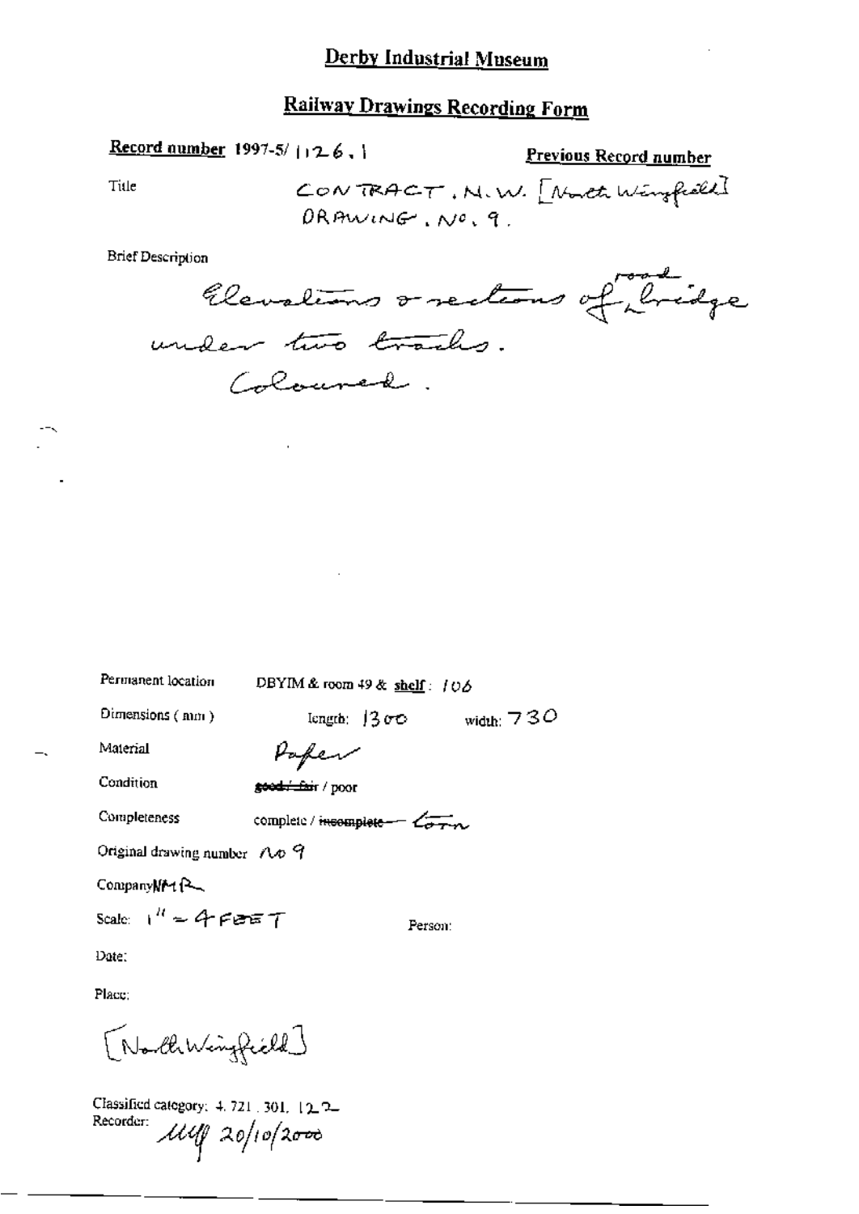# Derby Industrial Museum

## Railway Drawings Recording Form

**Record number** 1997-5/ 1126.1

**Previous Record number**

Title

CONTRACT. N.W. [North Wingfield] DRAWING. No. 9.

Brief Description

Elevations & sections of road bridge under two tracks. Coloured.

Permanent location DBYIM & room 49 & shelf : 106

Dimensions (mm) length: 1300 width: 730

Material Paper

Condition ~~good / fair~~ / poor

Completeness complete / ~~incomplete~~ — torn

Original drawing number No 9

Company MR

Scale: 1" = 4 FEET

Person:

Date:

Place:

[North Wingfield]

Classified category: 4.721.301.122

Recorder: MJW 20/10/2000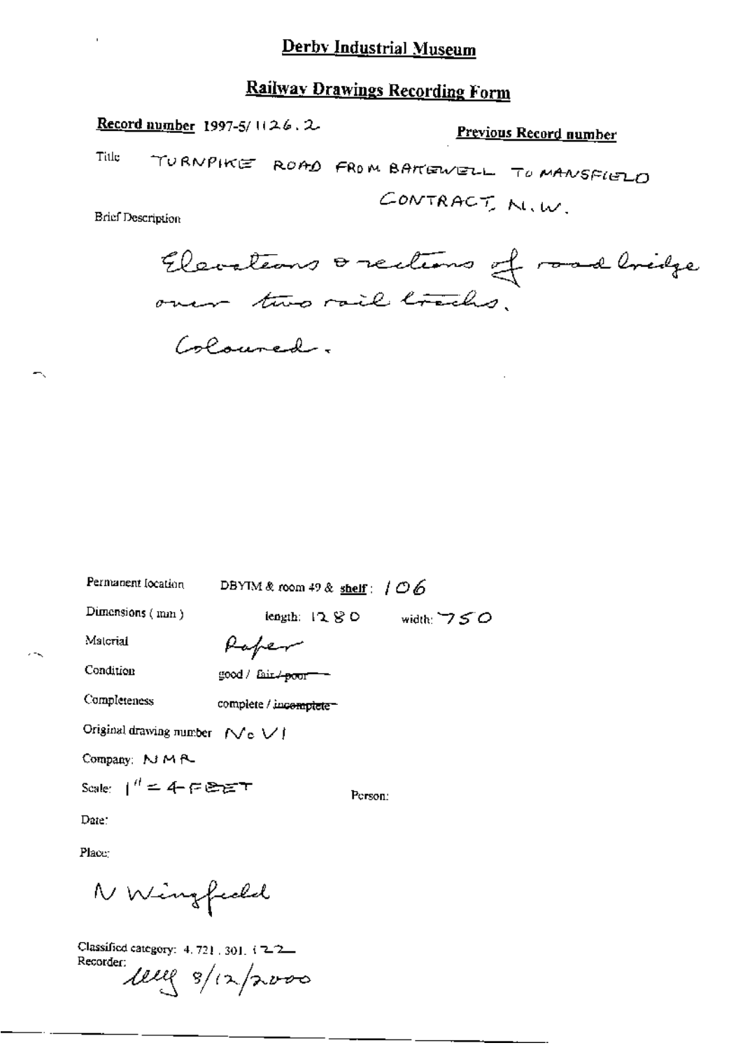# Derby Industrial Museum

## Railway Drawings Recording Form

**Record number** 1997-5/1126.2

**Previous Record number**

Title TURNPIKE ROAD FROM BAKEWELL TO MANSFIELD CONTRACT N.W.

Brief Description

Elevations & sections of road bridge over two rail tracks.

Coloured.

Permanent location DBYIM & room 49 & shelf: 106

Dimensions (mm) length: 1280 width: 750

Material Paper

Condition good / ~~fair / poor~~

Completeness complete / ~~incomplete~~

Original drawing number No VI

Company: NMR

Scale: 1" = 4 FEET

Person:

Date:

Place:

N Wingfield

Classified category: 4.721.301.122

Recorder: 8/12/2000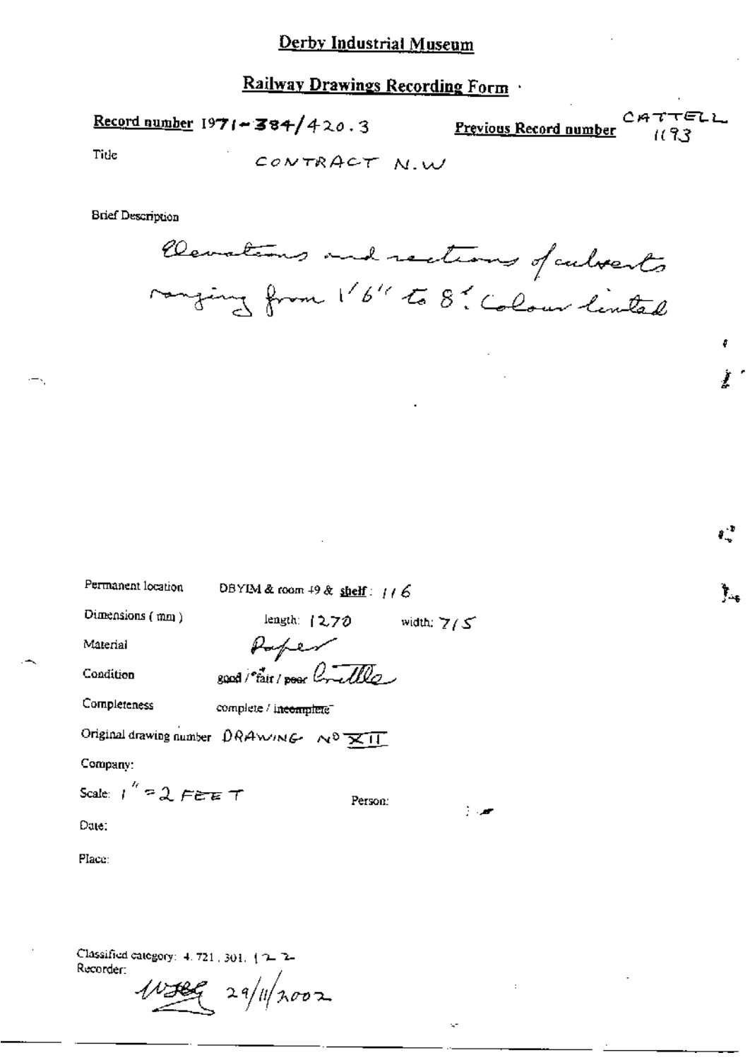# Derby Industrial Museum

## Railway Drawings Recording Form

**Record number** 1971-384/420.3

**Previous Record number** CATTELL 1193

Title: CONTRACT N.W

Brief Description

Elevations and sections of culverts ranging from 1'6" to 8'. Colour tinted

Permanent location: DBYIM & room 49 & **shelf**: 116

Dimensions (mm): length: 1270 width: 715

Material: Paper

Condition: good / fair / poor Brittle

Completeness: complete / incomplete

Original drawing number: DRAWING Nº XII

Company:

Scale: 1" = 2 FEET

Person:

Date:

Place:

Classified category: 4.721.301.122

Recorder: WJEG 29/11/2002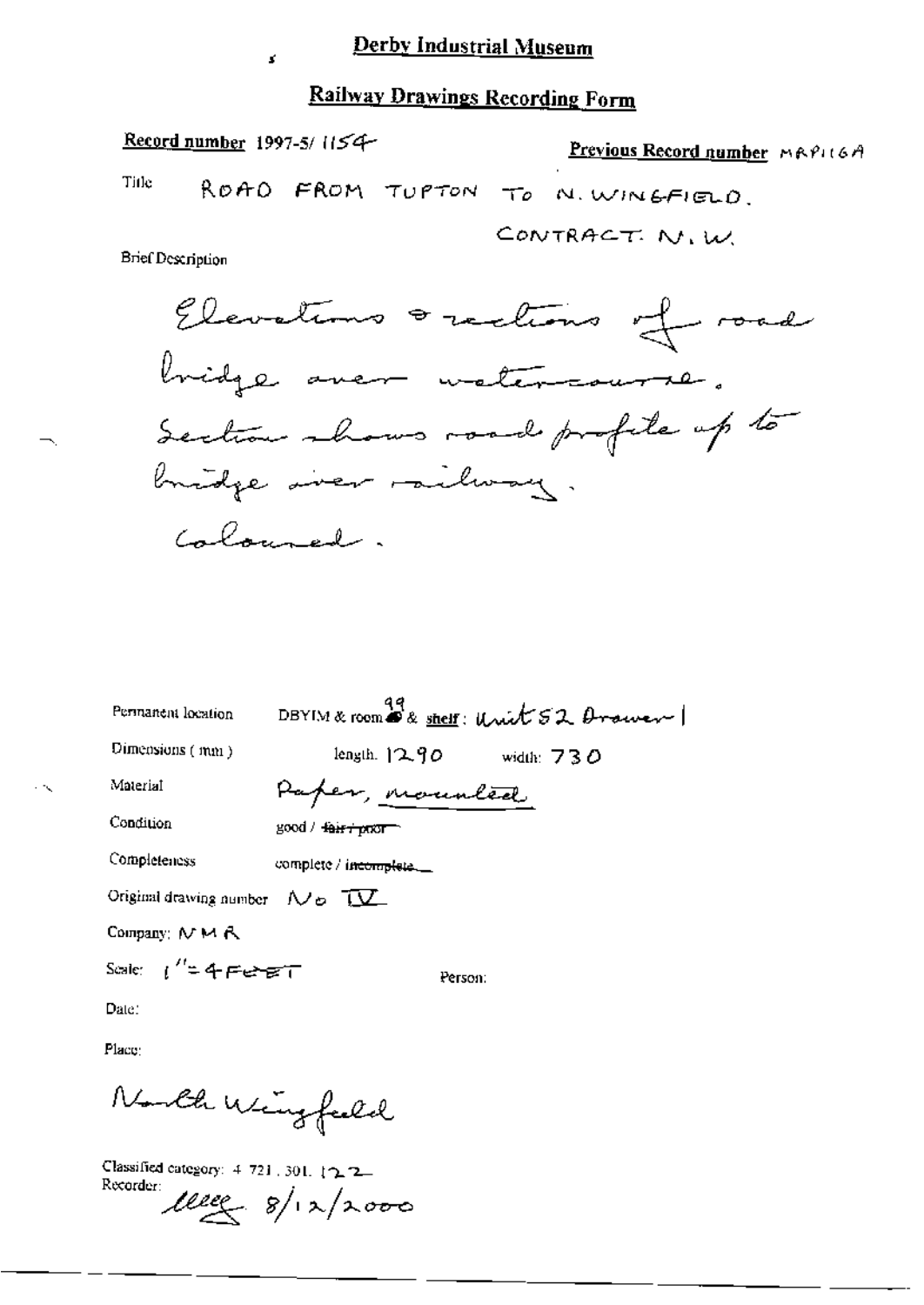# Derby Industrial Museum

## Railway Drawings Recording Form

**Record number** 1997-5/1154

**Previous Record number** MRP116A

Title ROAD FROM TUPTON TO N. WINGFIELD.

CONTRACT. N. W.

Brief Description

Elevations & sections of road bridge over watercourse. Section shows road profile up to bridge over railway. Coloured.

Permanent location DBYIM & room 99 & shelf: Unit 52 Drawer 1

Dimensions (mm) length: 1290 width: 730

Material Paper, mounted

Condition good / ~~fair / poor~~

Completeness complete / ~~incomplete~~

Original drawing number No IV

Company: NMR

Scale: 1" = 4 FEET

Person:

Date:

Place:

North Wingfield

Classified category: 4.721.301.122

Recorder: lleeg 8/12/2000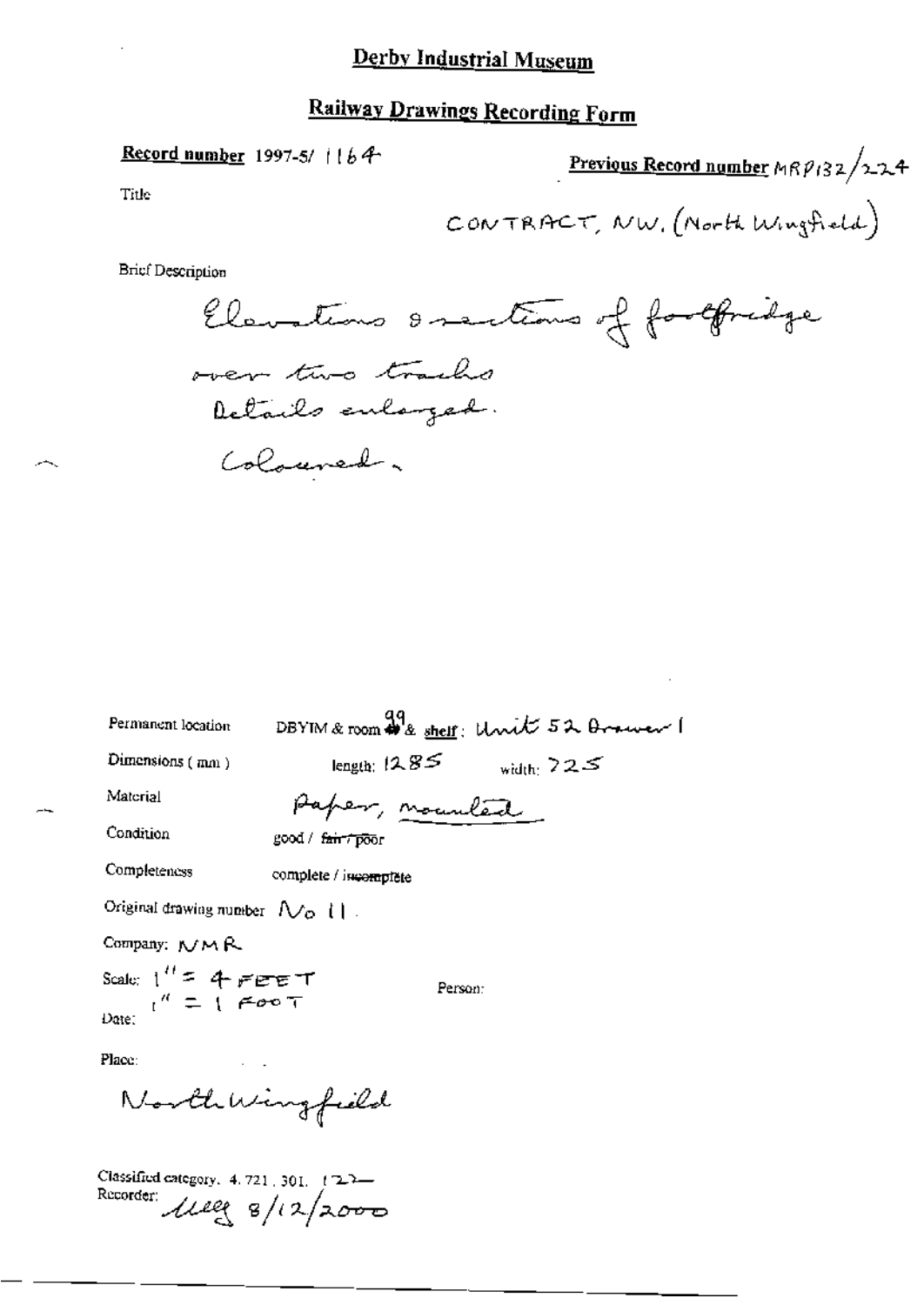# Derby Industrial Museum

## Railway Drawings Recording Form

**Record number** 1997-5/ 1164

**Previous Record number** MRP132/224

Title

CONTRACT, NW. (North Wingfield)

Brief Description

Elevations & sections of footbridge over two tracks
Details enlarged.
Coloured.

Permanent location: DBYIM & room 49 & shelf: Unit 52 Drawer 1

Dimensions (mm): length: 1285 width: 725

Material: Paper, mounted

Condition: good / ~~fair / poor~~

Completeness: complete / ~~incomplete~~

Original drawing number: No 11.

Company: NMR

Scale: 1" = 4 FEET
1" = 1 FOOT

Person:

Date:

Place:

North Wingfield

Classified category. 4.721.301. 122

Recorder: Ull 8/12/2000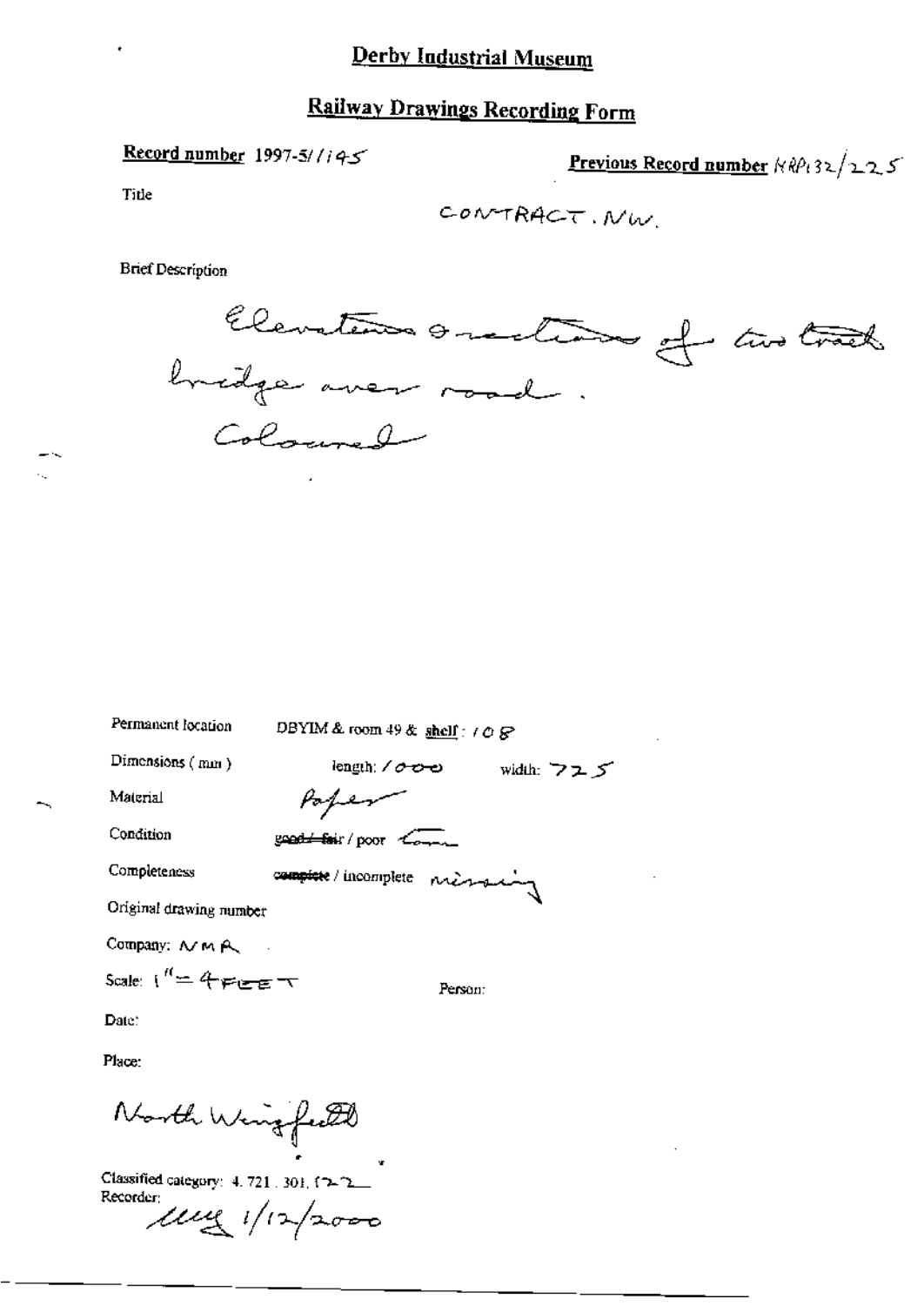# Derby Industrial Museum

## Railway Drawings Recording Form

**Record number** 1997-5/1145

**Previous Record number** MRP132/225

Title

CONTRACT. NW.

Brief Description

Elevations & sections of two track bridge over road.
Coloured

Permanent location DBYIM & room 49 & shelf: 108

Dimensions (mm) length: 1000 width: 725

Material Paper

Condition ~~good / fair~~ / poor torn

Completeness ~~complete~~ / incomplete missing

Original drawing number

Company: NMR

Scale: 1" = 4 FEET

Person:

Date:

Place:

North Wingfield

Classified category: 4.721.301.122

Recorder: 1/12/2000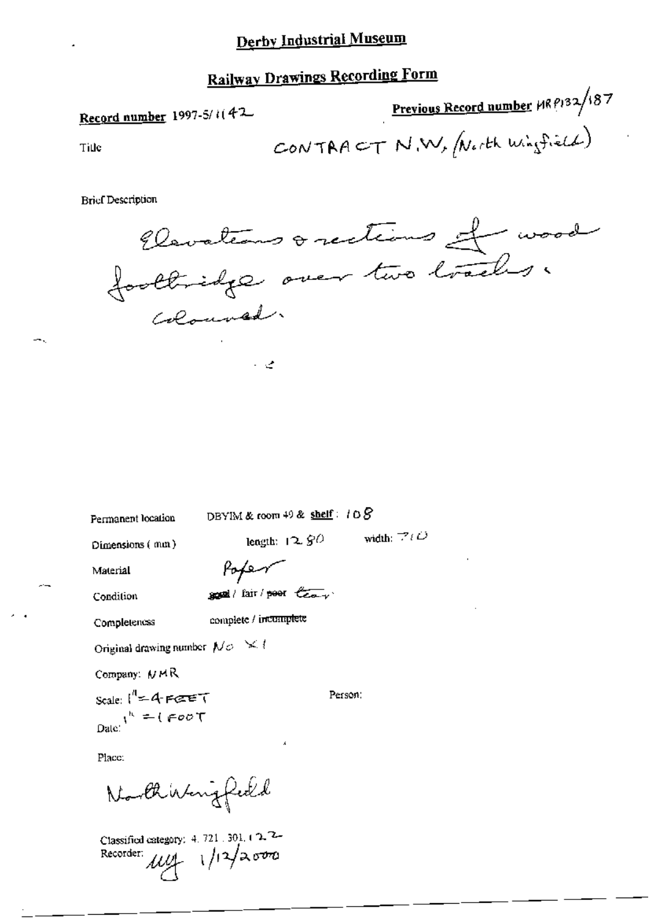# Derby Industrial Museum

## Railway Drawings Recording Form

**Record number** 1997-5/1142

**Previous Record number** MRP132/187

Title CONTRACT N.W. (North Wingfield)

Brief Description

Elevations & sections of wood footbridge over two tracks. Coloured.

Permanent location DBYIM & room 49 & **shelf**: 108

Dimensions (mm) length: 1280 width: 710

Material Paper

Condition good / fair / poor tear.

Completeness complete / incomplete

Original drawing number No X1

Company: NMR

Scale: 1" = 4 FEET
1" = 1 FOOT

Date:

Person:

Place:

North Wingfield

Classified category: 4.721.301.122

Recorder: MJ 1/12/2000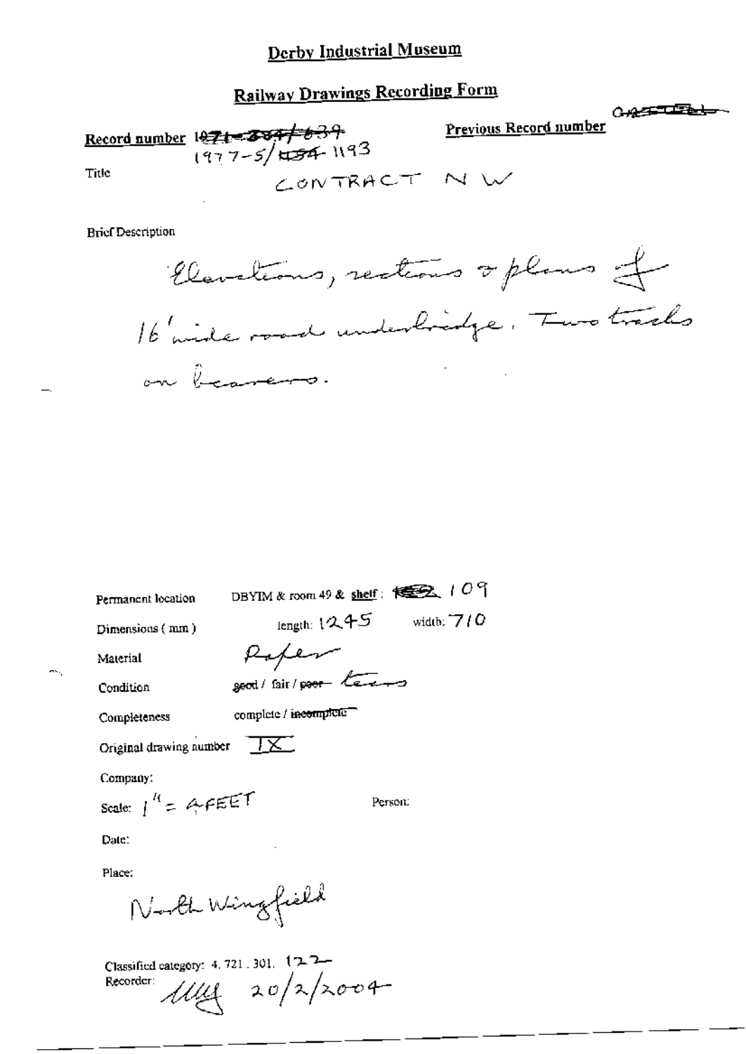# Derby Industrial Museum

## Railway Drawings Recording Form

**Record number** ~~1971-384/639~~ 1977-5/~~454~~ 1193

**Previous Record number** ~~GAS...~~

Title CONTRACT NW

Brief Description

Elevations, sections & plans of 16' wide road underbridge. Two tracks on bearers.

Permanent location DBYIM & room 49 & shelf: ~~...~~ 109

Dimensions (mm) length: 1245 width: 710

Material Paper

Condition ~~good~~ / fair / ~~poor~~ tears

Completeness complete / ~~incomplete~~

Original drawing number IX

Company:

Scale: 1" = 4 FEET

Person:

Date:

Place:

North Wingfield

Classified category: 4. 721. 301. 122

Recorder: MM 20/2/2004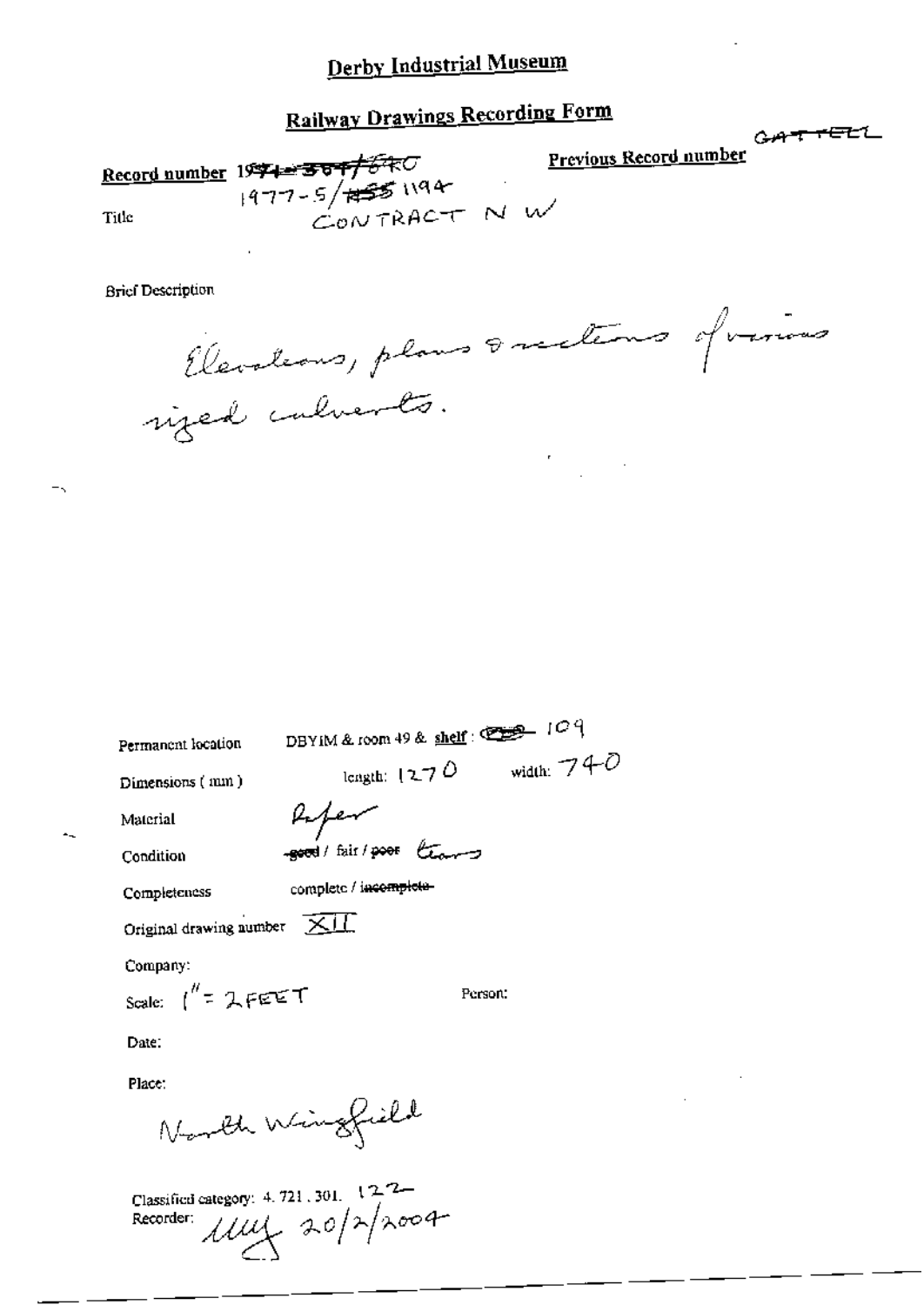# Derby Industrial Museum

## Railway Drawings Recording Form

**Record number** ~~1974-384/680~~ 1977-5/~~RSS~~ 1194

**Previous Record number** GATTELL

Title CONTRACT N W

Brief Description

Elevations, plans & sections of various sized culverts.

Permanent location DBYIM & room 49 & shelf: ~~~~ 109

Dimensions (mm) length: 1270 width: 740

Material Paper

Condition ~~good~~ / fair / ~~poor~~ tears

Completeness complete / ~~incomplete~~

Original drawing number XII

Company:

Scale: 1" = 2 FEET

Person:

Date:

Place:

North Wingfield

Classified category: 4. 721. 301. 122

Recorder: 20/2/2004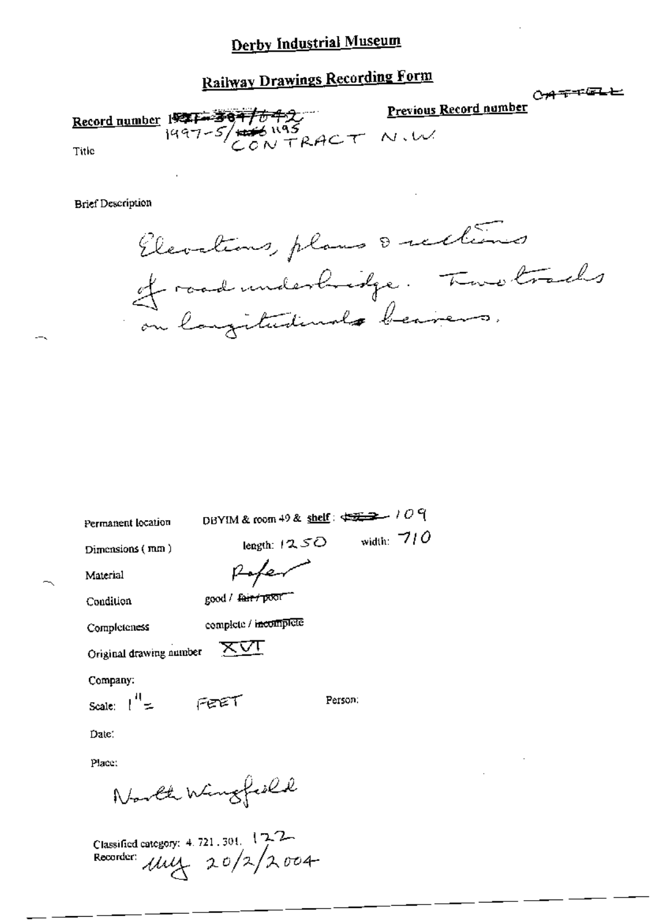# Derby Industrial Museum

## Railway Drawings Recording Form

CATTELL

**Record number** ~~1997-384/642~~ 1997-5/~~1456~~ 1195

**Previous Record number**

Title CONTRACT N.W

Brief Description

Elevations, plans & sections of road underbridge. Two tracks on longitudinals bearers.

Permanent location DBYIM & room 49 & shelf: ~~~~ 109

Dimensions (mm) length: 1250 width: 710

Material Paper

Condition good / ~~fair / poor~~

Completeness complete / ~~incomplete~~

Original drawing number XVI

Company:

Scale: 1" = FEET

Person:

Date:

Place:

North Wingfield

Classified category: 4. 721. 301. 122

Recorder: MLY 20/2/2004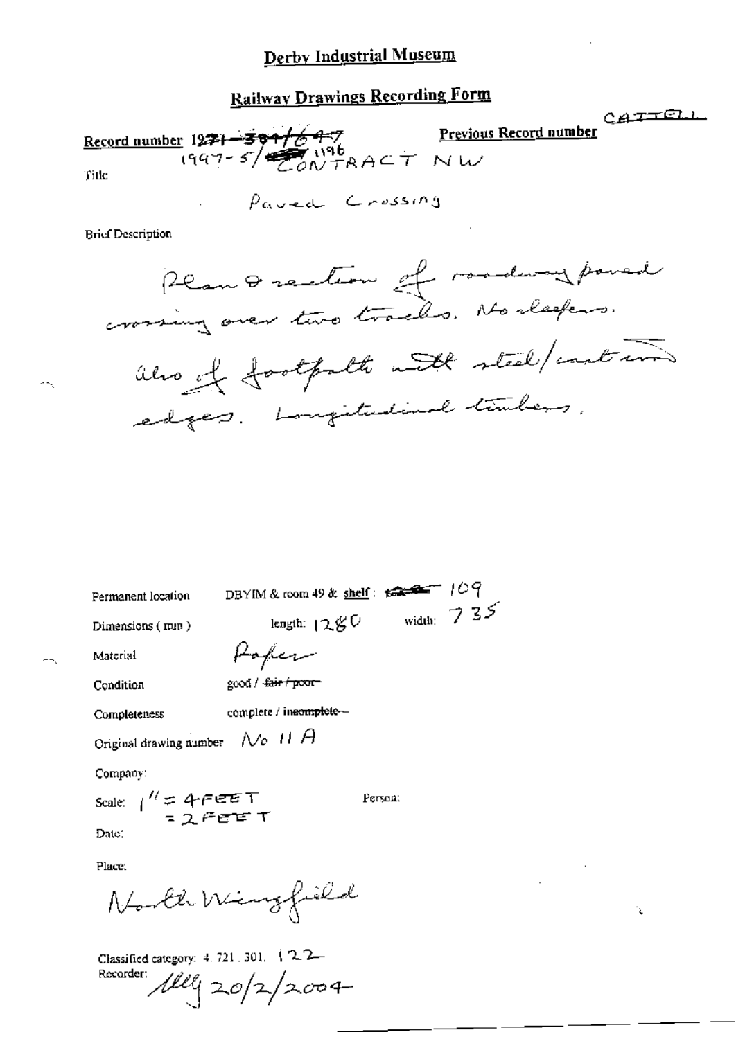## Derby Industrial Museum

## Railway Drawings Recording Form

CATTELL

**Record number** ~~1971-384/647~~ 1997-5/~~ ~~ 1196 CONTRACT NW

**Previous Record number**

Title

Paved Crossing

Brief Description

Plan & section of roadway paved crossing over two tracks. No sleepers. Also of footpath with steel/cast iron edges. Longitudinal timbers.

Permanent location: DBYIM & room 49 & shelf: ~~ ~~ 109

Dimensions (mm): length: 1280 width: 735

Material: Paper

Condition: good / ~~fair / poor~~

Completeness: complete / ~~incomplete~~

Original drawing number: No 11 A

Company:

Scale: 1" = 4 FEET = 2 FEET

Person:

Date:

Place:

North Wingfield

Classified category: 4. 721. 301. 122

Recorder: ~~ 20/2/2004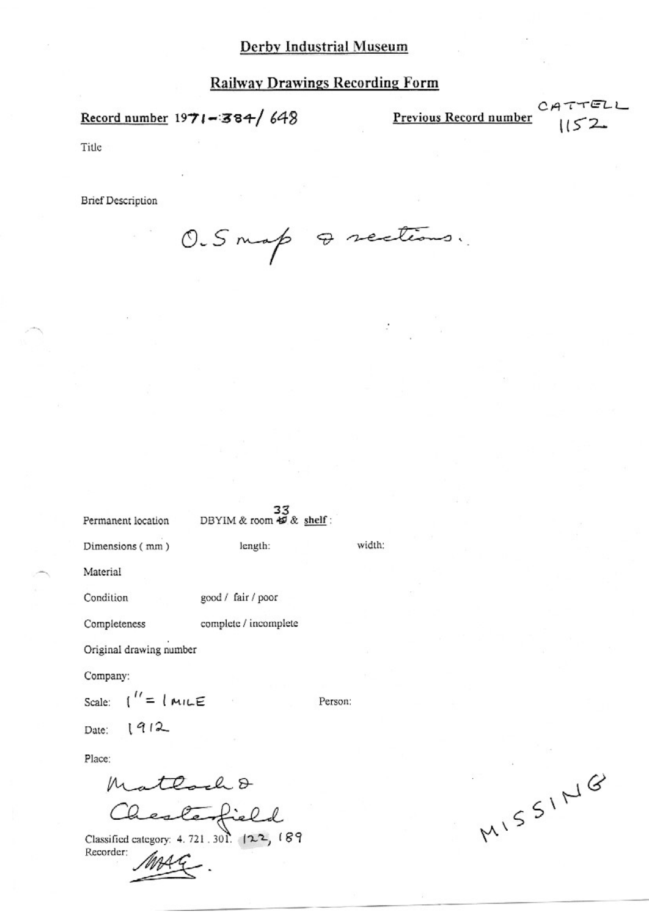# Derby Industrial Museum

## Railway Drawings Recording Form

**Record number** 1971-384/ 648

**Previous Record number** CATTELL 1152

Title

Brief Description

O.S map & sections.

Permanent location DBYIM & room 33 & shelf :

Dimensions ( mm ) length: width:

Material

Condition good / fair / poor

Completeness complete / incomplete

Original drawing number

Company:

Scale: 1" = 1 MILE

Person:

Date: 1912

Place:

Matlock & Chesterfield

Classified category: 4. 721 . 301. 122, 189

Recorder: MAG.

MISSING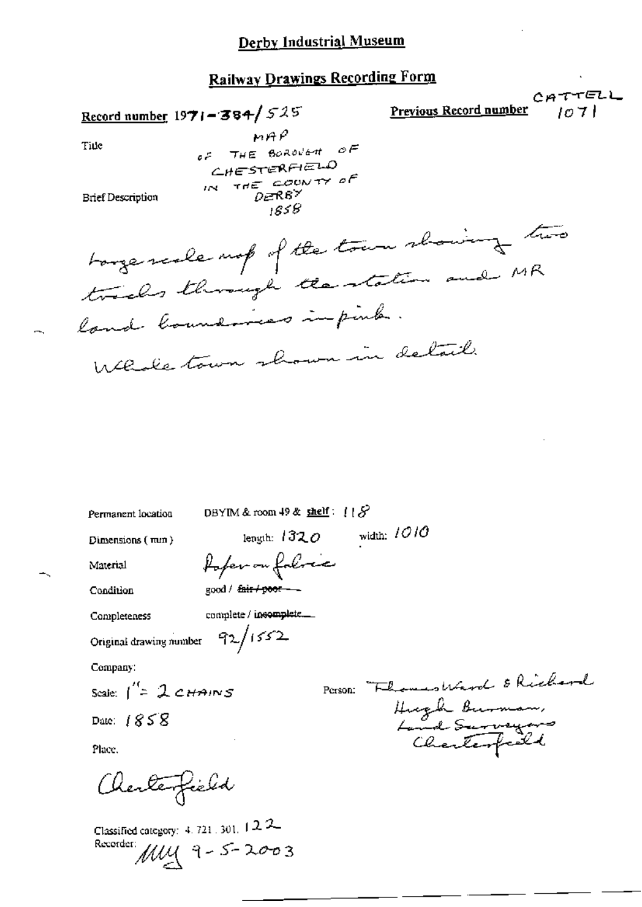# Derby Industrial Museum

## Railway Drawings Recording Form

Record number 1971-384/525

Previous Record number CATTELL 1071

Title MAP OF THE BOROUGH OF CHESTERFIELD IN THE COUNTY OF DERBY 1858

Brief Description

Large scale map of the town showing two tracks through the station and MR land boundaries in pink.

Whole town shown in detail.

Permanent location DBYIM & room 49 & shelf: 118

Dimensions (mm) length: 1320 width: 1010

Material Paper on fabric

Condition good / ~~fair / poor~~

Completeness complete / ~~incomplete~~

Original drawing number 92/1552

Company:

Scale: 1" = 2 CHAINS

Person: Thomas Ward & Richard Hugh Burman, Land Surveyors Chesterfield

Date: 1858

Place.

Chesterfield

Classified category: 4.721.301.122

Recorder: MM 9-5-2003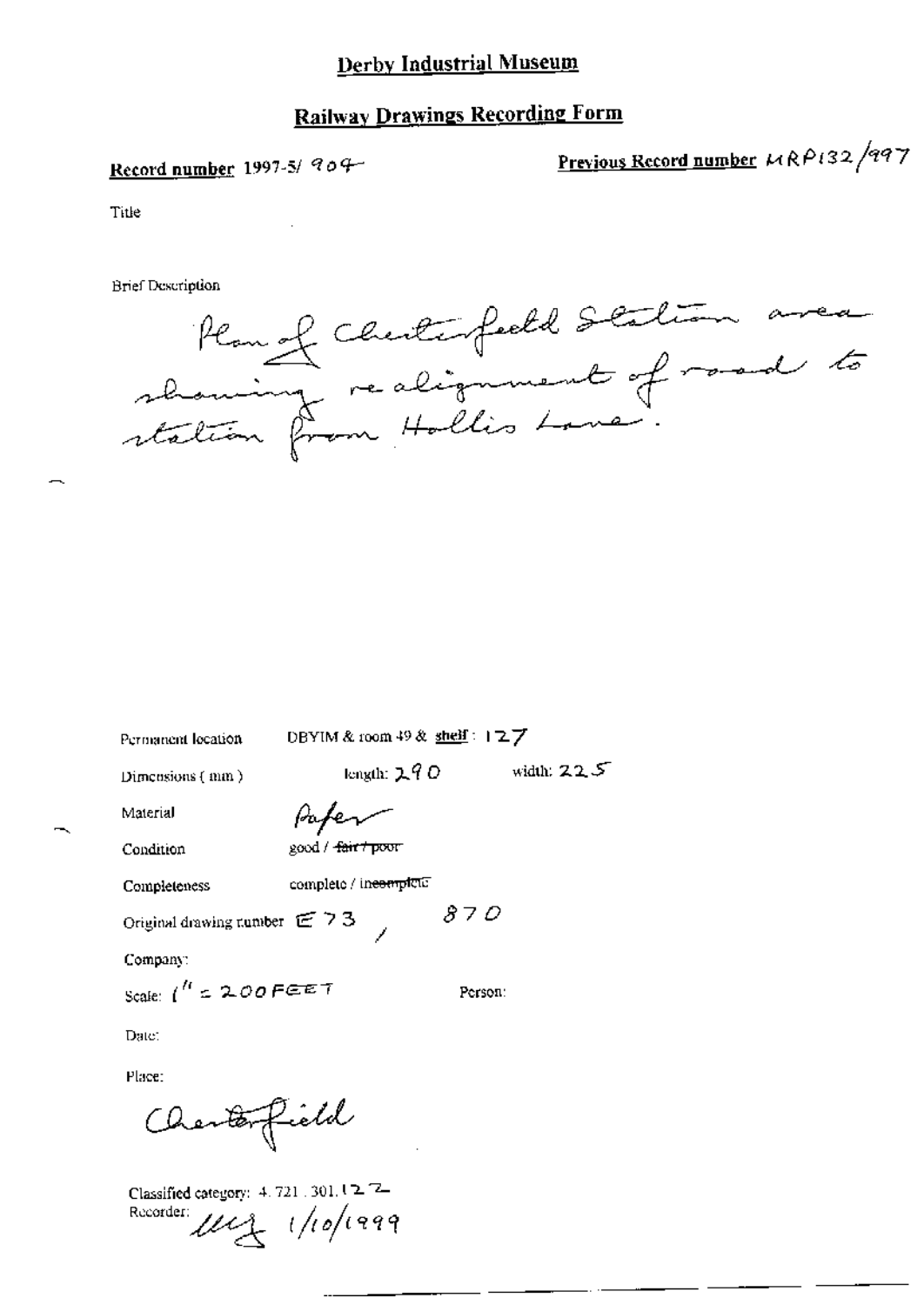# Derby Industrial Museum

## Railway Drawings Recording Form

**Record number** 1997-5/ 904

**Previous Record number** MRP132/997

Title

Brief Description

Plan of Chesterfield Station area showing realignment of road to station from Hollis Lane.

Permanent location DBYIM & room 49 & shelf : 127

Dimensions ( mm ) length: 290 width: 225

Material Paper

Condition good / ~~fair / poor~~

Completeness complete / ~~incomplete~~

Original drawing number E 73 / 870

Company:

Scale: 1" = 200 FEET

Person:

Date:

Place:

Chesterfield

Classified category: 4. 721 . 301. 122

Recorder: [initials] 1/10/1999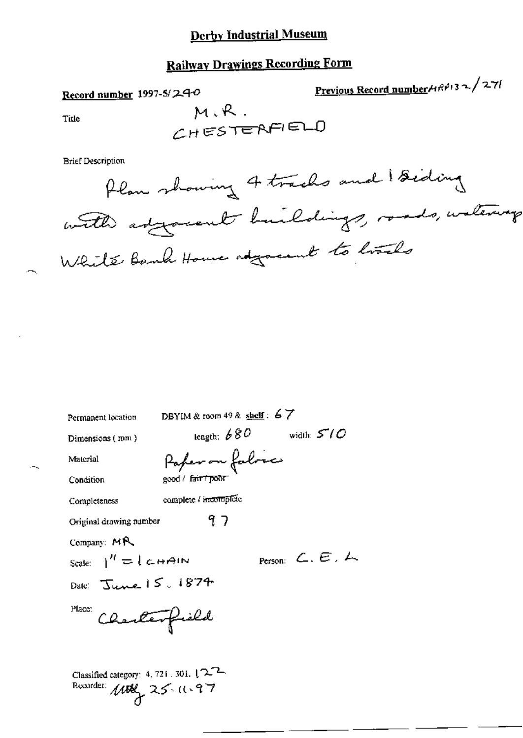# Derby Industrial Museum

## Railway Drawings Recording Form

**Record number** 1997-5/240

**Previous Record number** MRP132/271

Title M.R. CHESTERFIELD

Brief Description

Plan showing 4 tracks and 1 siding with adjacent buildings, roads, waterway White Bank House adjacent to tracks

Permanent location DBYIM & room 49 & shelf: 67

Dimensions (mm) length: 680 width: 510

Material Paper on fabric

Condition good / ~~fair / poor~~

Completeness complete / ~~incomplete~~

Original drawing number 97

Company: MR

Scale: 1" = 1 CHAIN

Person: C.E.L

Date: June 15. 1874

Place: Chesterfield

Classified category: 4.721.301.122

Recorder: MRB 25.11.97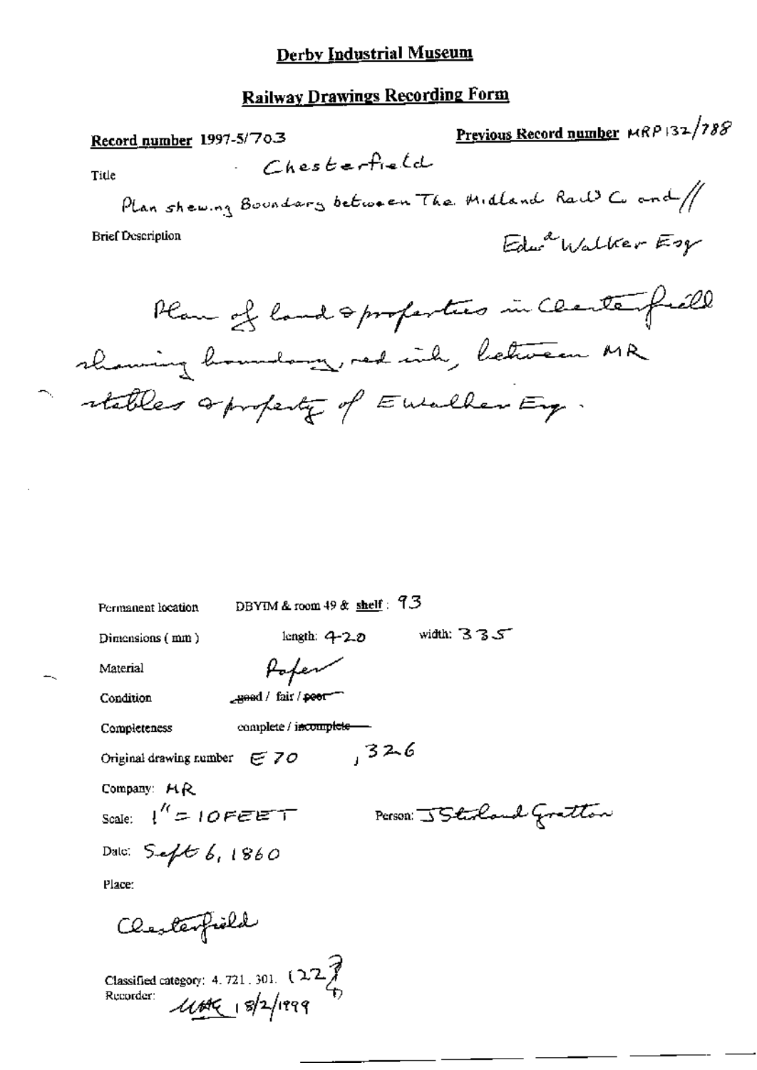# Derby Industrial Museum

## Railway Drawings Recording Form

**Record number** 1997-5/703

**Previous Record number** MRP 132/788

Title: Chesterfield

Plan shewing Boundary between The Midland Railᵈ Cᵒ and // Edwᵈ Walker Esq

Brief Description

Plan of land & properties in Chesterfield showing boundary, red ink, between MR stables & property of E Walker Esq.

Permanent location: DBYIM & room 49 & shelf: 93

Dimensions (mm): length: 420 width: 335

Material: Paper

Condition: good / fair / ~~poor~~

Completeness: complete / ~~incomplete~~

Original drawing number: E 70, 326

Company: MR

Scale: 1" = 10FEET

Person: J Stirland Gratton

Date: Sept 6, 1860

Place:

Chesterfield

Classified category: 4. 721. 301. (227)

Recorder: UHK 18/2/1999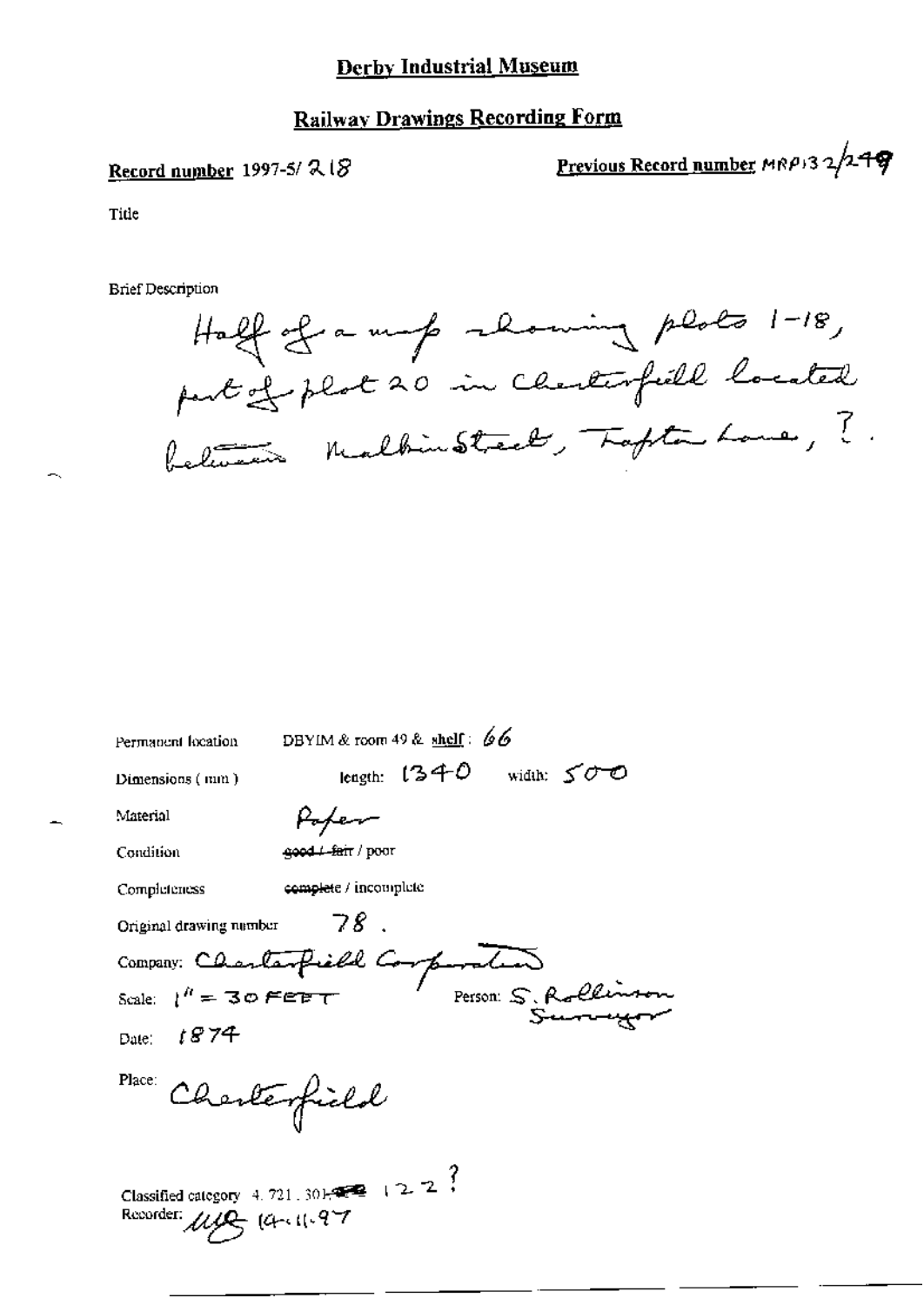# Derby Industrial Museum

## Railway Drawings Recording Form

**Record number** 1997-5/ 218

**Previous Record number** MRP132/249

Title

Brief Description

Half of a map showing plots 1-18, part of plot 20 in Chesterfield located between Malkin Street, Tapton Lane, ?.

Permanent location: DBYIM & room 49 & **shelf**: 66

Dimensions (mm): length: 1340 width: 500

Material: Paper

Condition: ~~good / fair~~ / poor

Completeness: ~~complete~~ / incomplete

Original drawing number: 78.

Company: Chesterfield Corporation

Scale: 1" = 30 FEET

Person: S. Rollinson Surveyor

Date: 1874

Place: Chesterfield

Classified category: 4. 721. 301. 122 ?

Recorder: MB 14-11-97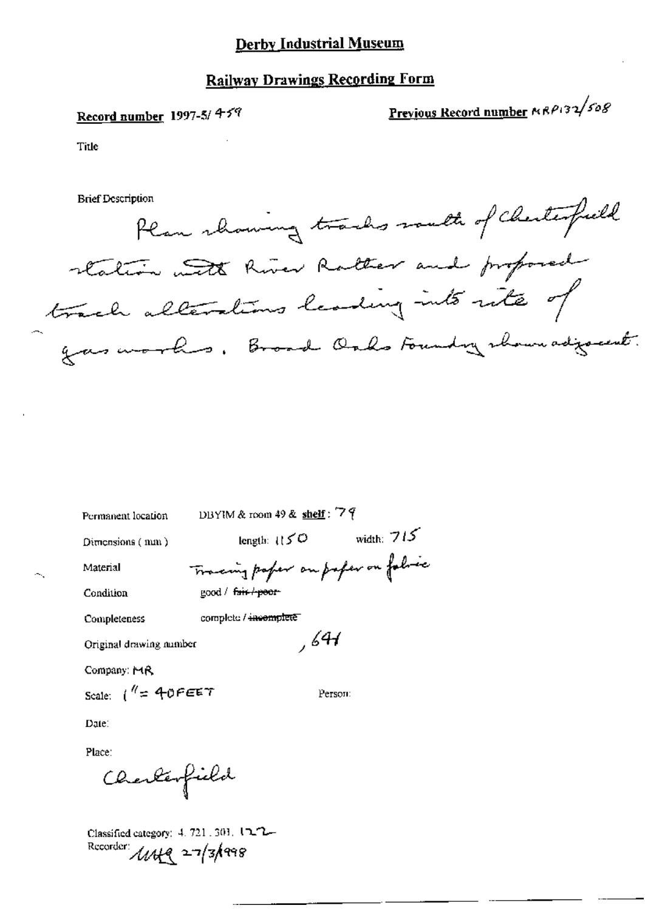# Derby Industrial Museum

## Railway Drawings Recording Form

**Record number** 1997-5/ 459

**Previous Record number** MRP132/508

Title

Brief Description

Plan showing tracks south of Chesterfield station with River Rother and proposed track alterations leading into site of gas works. Broad Oaks Foundry shown adjacent.

Permanent location: DBYIM & room 49 & **shelf**: 79

Dimensions (mm): length: 1150 width: 715

Material: Tracing paper on paper on fabric

Condition: good / ~~fair / poor~~

Completeness: complete / ~~incomplete~~

Original drawing number: ,641

Company: MR

Scale: 1" = 40FEET

Person:

Date:

Place:

Chesterfield

Classified category: 4. 721. 301. 122

Recorder: MHG 27/3/1998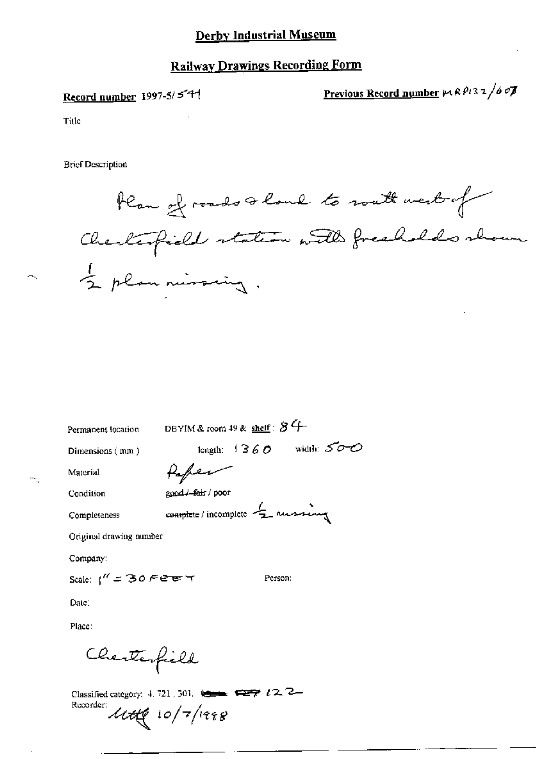# Derby Industrial Museum

## Railway Drawings Recording Form

**Record number** 1997-5/541

**Previous Record number** MRP132/607

Title

Brief Description

Plan of roads & land to south west of Chesterfield station with freeholds shown ½ plan missing.

Permanent location: DBYIM & room 49 & **shelf**: 84

Dimensions (mm): length: 1360 width: 500

Material: Paper

Condition: good / ~~fair~~ / poor

Completeness: ~~complete~~ / incomplete ½ missing

Original drawing number

Company:

Scale: 1" = 30 FEET

Person:

Date:

Place:

Chesterfield

Classified category: 4.721.301. ~~~~ ~~~~ 122

Recorder: [signature] 10/7/1998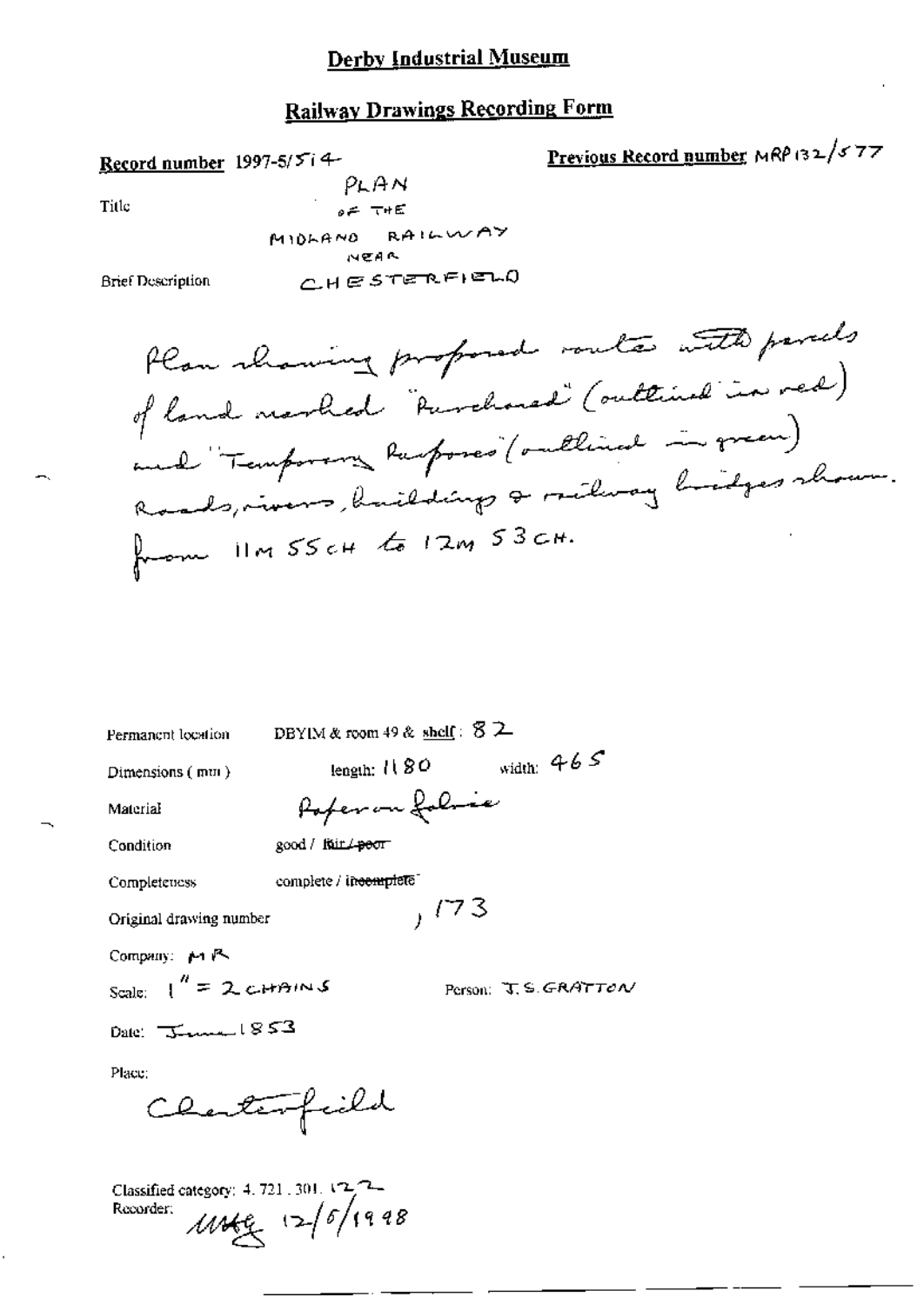# Derby Industrial Museum

## Railway Drawings Recording Form

**Record number** 1997-5/514

**Previous Record number** MRP132/577

Title: PLAN OF THE MIDLAND RAILWAY NEAR CHESTERFIELD

Brief Description

Plan showing proposed route with parcels of land marked "Purchased" (outlined in red) and "Temporary Purposes" (outlined in green). Roads, rivers, buildings & railway bridges shown. from 11M 55CH to 12M 53CH.

Permanent location: DBYIM & room 49 & shelf: 82

Dimensions (mm): length: 1180 width: 465

Material: Paper on fabric

Condition: good / ~~fair / poor~~

Completeness: complete / ~~incomplete~~

Original drawing number: , 173

Company: MR

Scale: 1" = 2 CHAINS

Person: J.S. GRATTON

Date: June 1853

Place: Chesterfield

Classified category: 4.721.301.122

Recorder: MHG 12/6/1998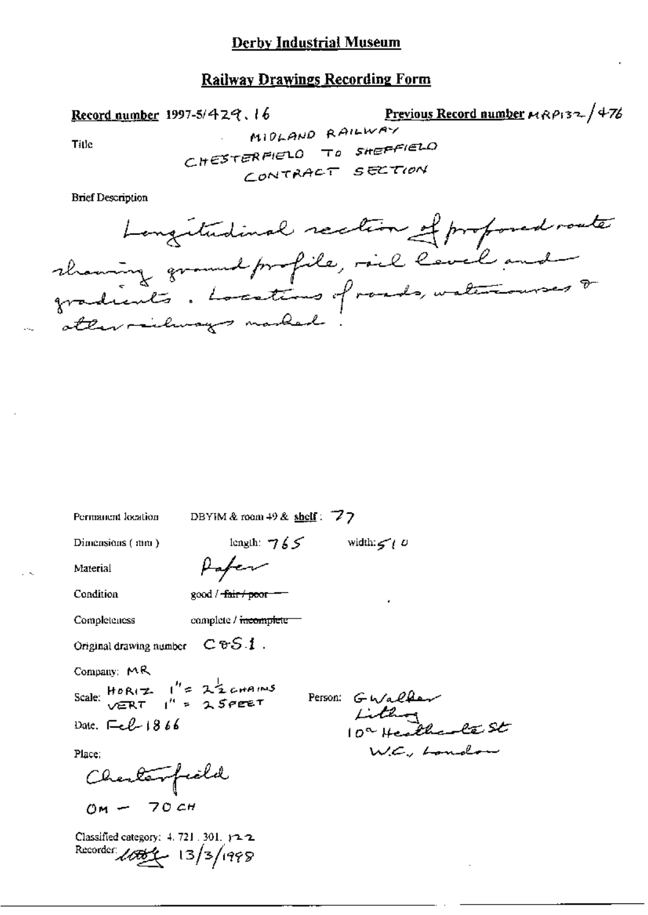# Derby Industrial Museum

## Railway Drawings Recording Form

**Record number** 1997-5/429.16

**Previous Record number** MRP132/476

Title

MIDLAND RAILWAY
CHESTERFIELD TO SHEFFIELD
CONTRACT SECTION

Brief Description

Longitudinal section of proposed route showing ground profile, rail level and gradients. Locations of roads, watercourses & other railways marked.

Permanent location: DBYIM & room 49 & **shelf**: 77

Dimensions (mm): length: 765 width: 510

Material: Paper

Condition: good / ~~fair / poor~~

Completeness: complete / ~~incomplete~~

Original drawing number: C.S.1.

Company: MR

Scale: HORIZ 1" = 2½ CHAINS
VERT 1" = 25FEET

Person: G Walker
Lithog
10a Heathcote St
W.C., London

Date: Feb 1866

Place:

Chesterfield

0M — 70CH

Classified category: 4. 721. 301. 122

Recorder: [signature] 13/3/1998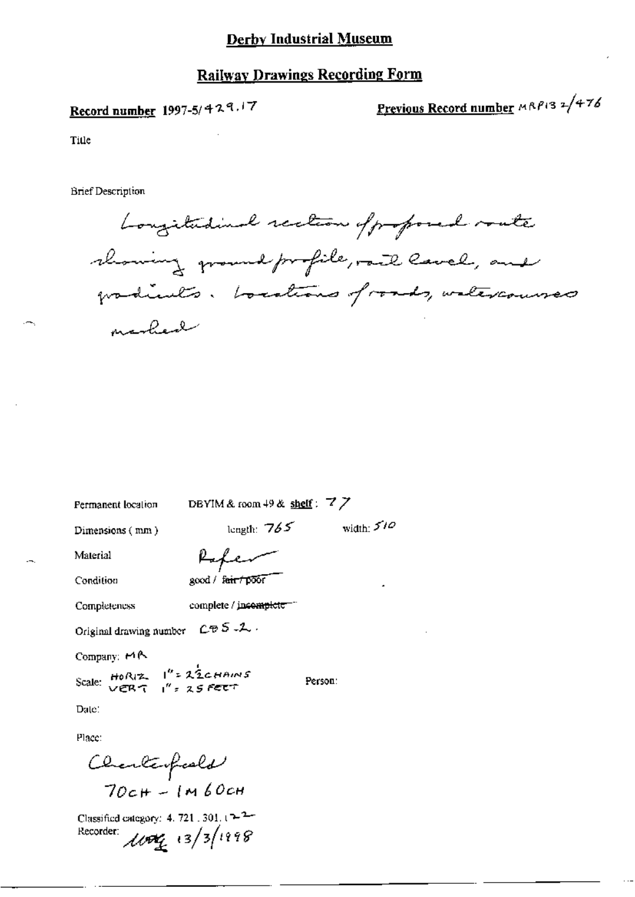# Derby Industrial Museum

## Railway Drawings Recording Form

**Record number** 1997-5/429.17

**Previous Record number** MRP132/476

Title

Brief Description

Longitudinal section of proposed route showing ground profile, rail level, and gradients. Locations of roads, watercourses marked

Permanent location DBYIM & room 49 & **shelf**: 77

Dimensions (mm) length: 765 width: 510

Material Paper

Condition good / ~~fair / poor~~

Completeness complete / ~~incomplete~~

Original drawing number CBS-2.

Company: MR

Scale: HORIZ 1" = 2½ CHAINS
VERT 1" = 25 FEET

Person:

Date:

Place:

Chesterfield
70CH – 1M 60CH

Classified category: 4.721.301.122

Recorder: MRG 13/3/1998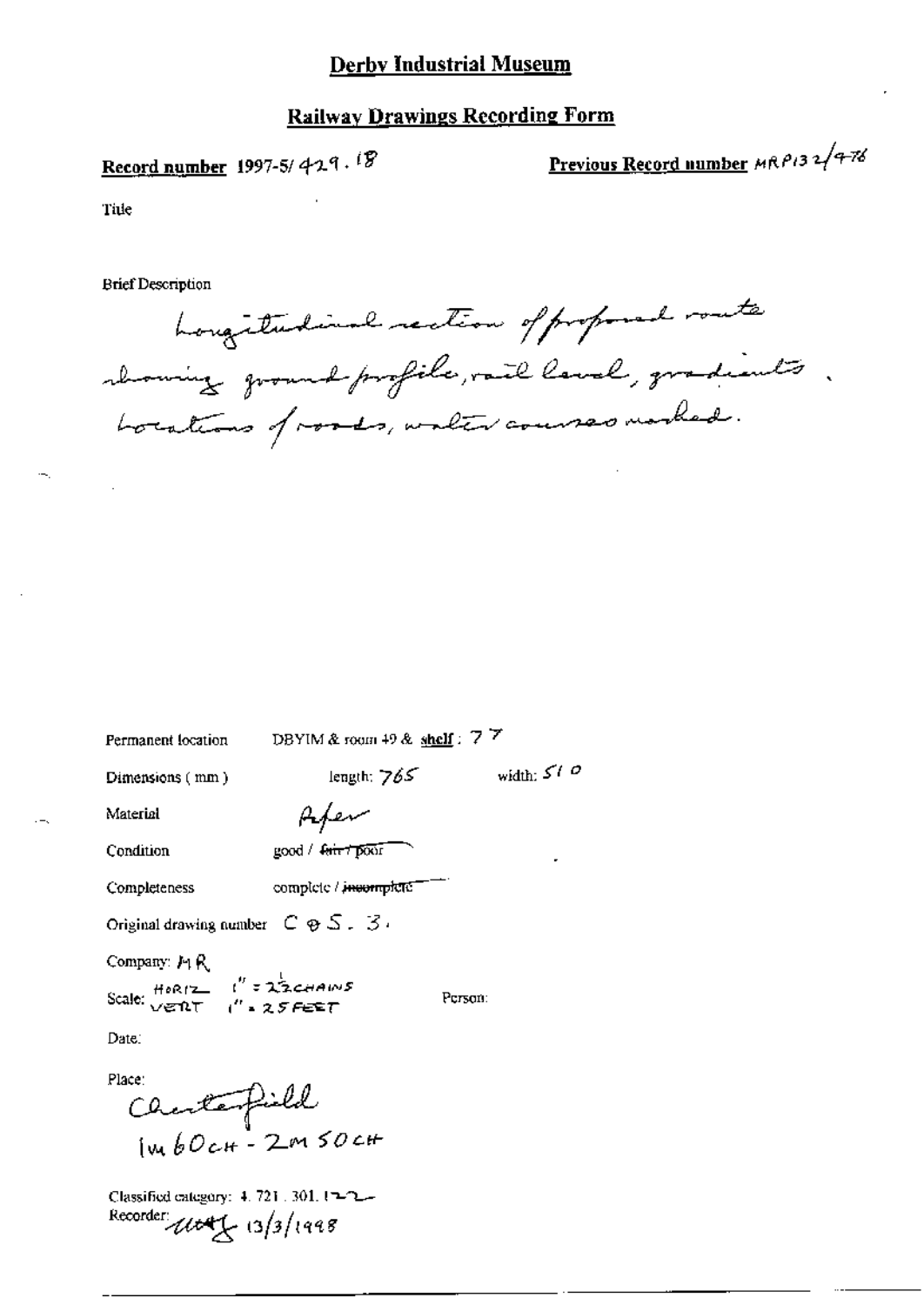# Derby Industrial Museum

## Railway Drawings Recording Form

**Record number** 1997-5/429.18

**Previous Record number** MRP132/476

Title

Brief Description

Longitudinal section of proposed route showing ground profile, rail level, gradients. Locations of roads, water courses marked.

Permanent location DBYIM & room 49 & **shelf**: 77

Dimensions (mm) length: 765 width: 510

Material Paper

Condition good / ~~fair / poor~~

Completeness complete / ~~incomplete~~

Original drawing number C⊕S. 3.

Company: MR

Scale: HORIZ 1" = 2½ CHAINS
VERT 1" = 25 FEET

Person:

Date:

Place:
Chesterfield
1m 60ch - 2m 50ch

Classified category: 4.721.301.122

Recorder: [signature] 13/3/1998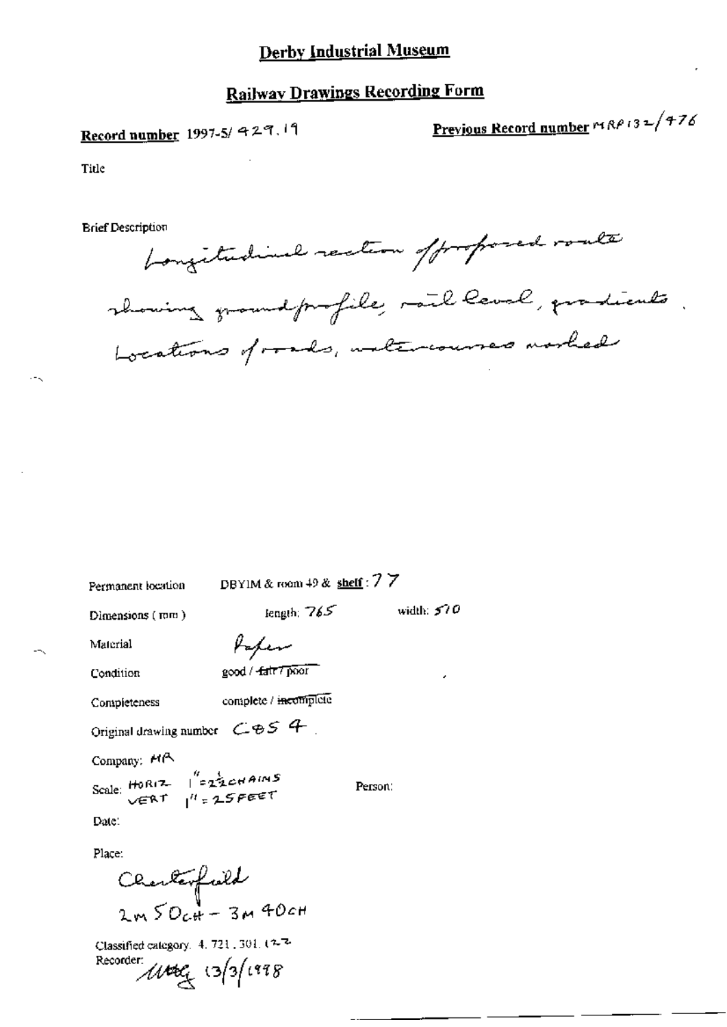# Derby Industrial Museum

## Railway Drawings Recording Form

**Record number** 1997-5/ 429.19

**Previous Record number** MRP132/476

Title

Brief Description

Longitudinal section of proposed route showing ground profile, rail level, gradients. Locations of roads, watercourses marked

Permanent location DBYIM & room 49 & **shelf** : 77

Dimensions ( mm ) length: 765 width: 570

Material Paper

Condition good / ~~fair / poor~~

Completeness complete / ~~incomplete~~

Original drawing number C&S 4.

Company: MR

Scale: HORIZ 1" = 2½ CHAINS
VERT 1" = 25 FEET

Person:

Date:

Place:

Chesterfield
2M 50CH – 3M 40CH

Classified category. 4. 721. 301. 122

Recorder: [signature] 13/3/1998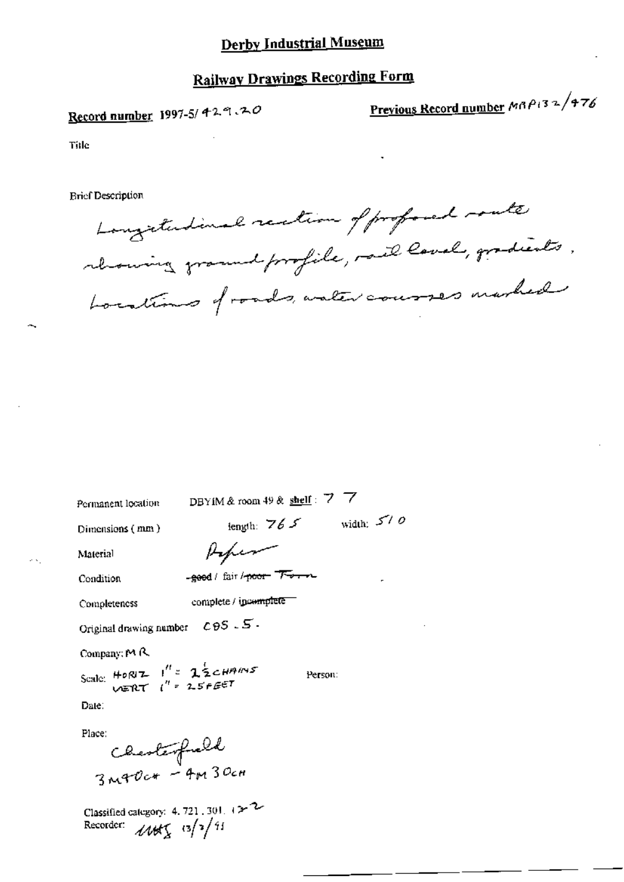# Derby Industrial Museum

## Railway Drawings Recording Form

**Record number** 1997-5/429.20

**Previous Record number** MRP132/476

Title

Brief Description

Longitudinal section of proposed route showing ground profile, rail level, gradients, locations of roads, water courses marked

Permanent location DBYIM & room 49 & **shelf** : 7 7

Dimensions (mm) length: 765 width: 510

Material Paper

Condition ~~good~~ / fair / ~~poor~~ Torn

Completeness complete / ~~incomplete~~

Original drawing number C9S.5.

Company: MR

Scale: HORIZ 1" = 2½ CHAINS
VERT 1" = 25 FEET

Person:

Date:

Place:
Chesterfield
3M 40CH – 4M 30CH

Classified category: 4.721.301.132

Recorder: MHS 13/2/91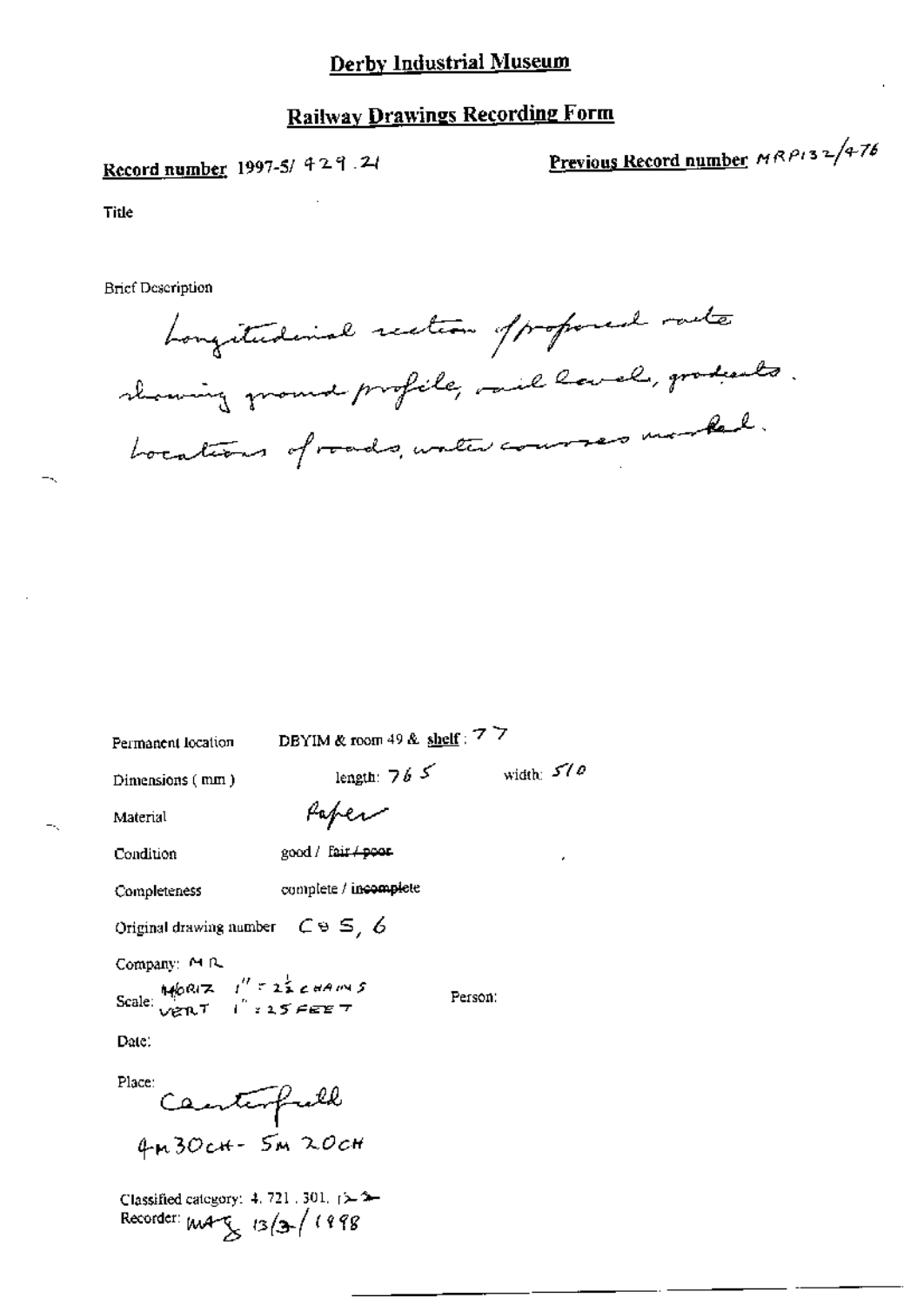# Derby Industrial Museum

## Railway Drawings Recording Form

**Record number** 1997-5/ 429 .21

**Previous Record number** MRP132/476

Title

Brief Description

Longitudinal section of proposed route showing ground profile, rail level, gradients. Locations of roads, water courses marked.

Permanent location DBYIM & room 49 & shelf : 77

Dimensions ( mm ) length: 765 width: 510

Material Paper

Condition good / fair / ~~poor~~

Completeness complete / ~~incomplete~~

Original drawing number C8 S, 6

Company: MR

Scale: HORIZ 1" = 2½ CHAINS
VERT 1" = 25 FEET

Person:

Date:

Place: Chesterfield
4M 30CH - 5M 20CH

Classified category: 4. 721 . 301. 
Recorder: MAS 13/3/1998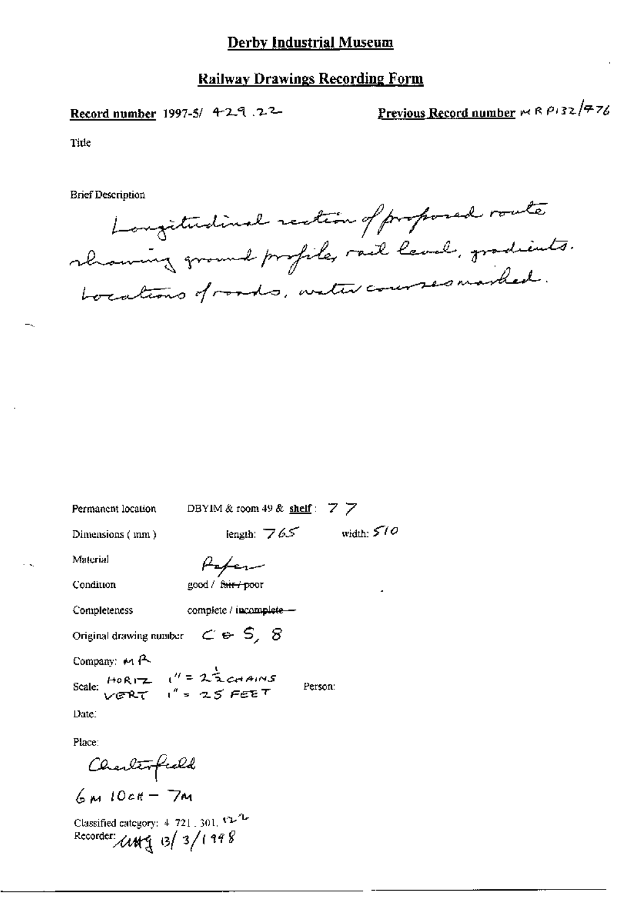# Derby Industrial Museum

## Railway Drawings Recording Form

**Record number** 1997-5/ 429.22

**Previous Record number** MR P132/476

Title

Brief Description

Longitudinal section of proposed route showing ground profile, rail level, gradients. Locations of roads, water courses marked.

Permanent location DBYIM & room 49 & **shelf**: 77

Dimensions (mm) length: 765 width: 510

Material Paper

Condition good / ~~fair / poor~~

Completeness complete / ~~incomplete~~

Original drawing number C & S, 8

Company: MR

Scale: HORIZ 1" = 2½ CHAINS
VERT 1" = 25 FEET

Person:

Date:

Place:

Chesterfield

6M 10CH – 7M

Classified category: 4 721.301.122

Recorder: MHG 13/3/1998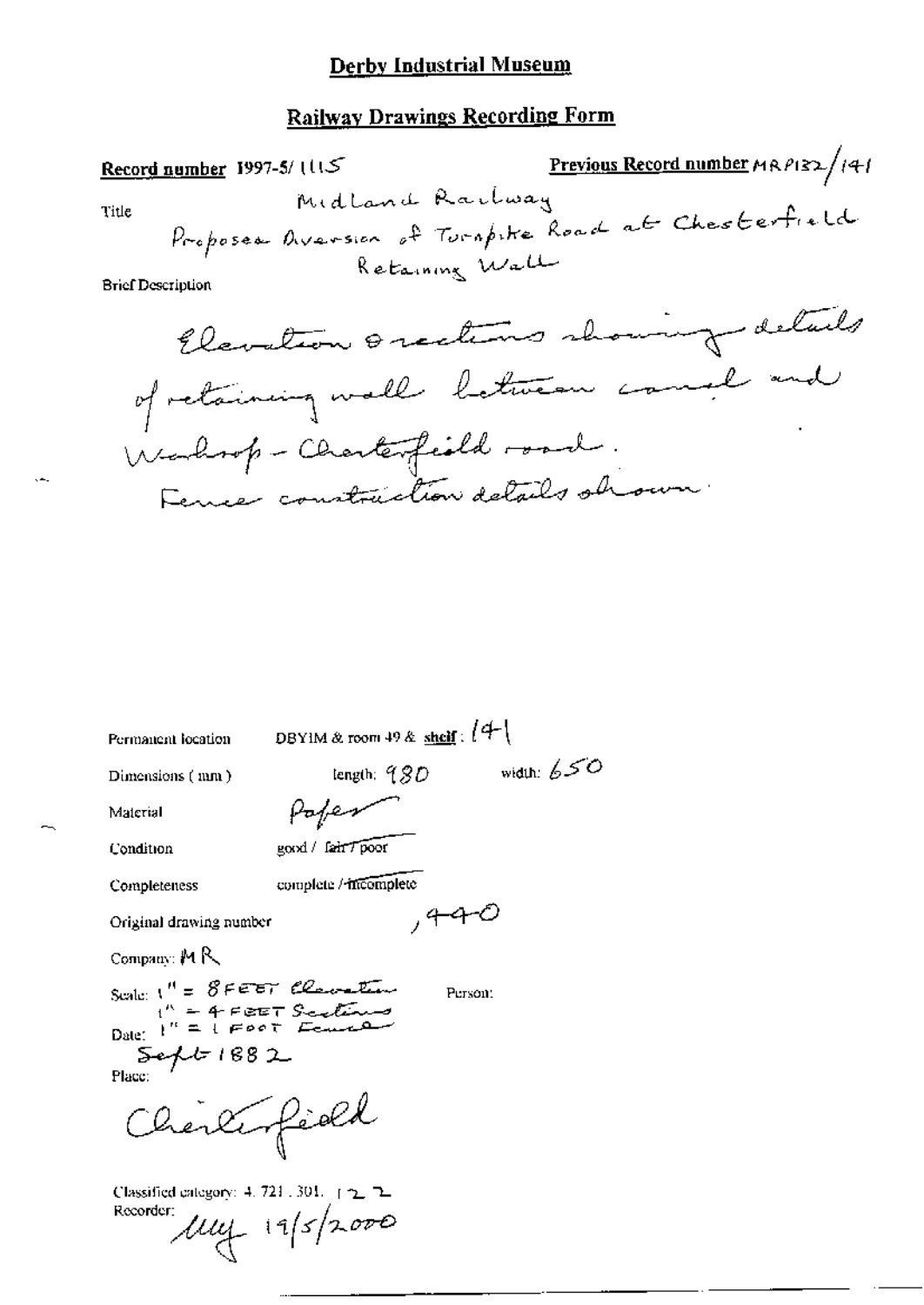# Derby Industrial Museum

## Railway Drawings Recording Form

**Record number** 1997-5/ 1115

**Previous Record number** MRP132/141

Title

Midland Railway
Proposed Diversion of Turnpike Road at Chesterfield
Retaining Wall

Brief Description

Elevation & sections showing details of retaining wall between canal and Worksop - Chesterfield road.
Fence construction details shown.

Permanent location: DBYIM & room 49 & **shelf**: 141

Dimensions (mm): length: 980 width: 650

Material: Paper

Condition: good / ~~fair / poor~~

Completeness: complete / ~~incomplete~~

Original drawing number: , 440

Company: MR

Scale: 1" = 8 FEET Elevation
1" = 4 FEET Sections
1" = 1 FOOT Fence

Person:

Date: Sept 1882

Place:

Chesterfield

Classified category: 4. 721. 301. 122

Recorder: MY 19/5/2000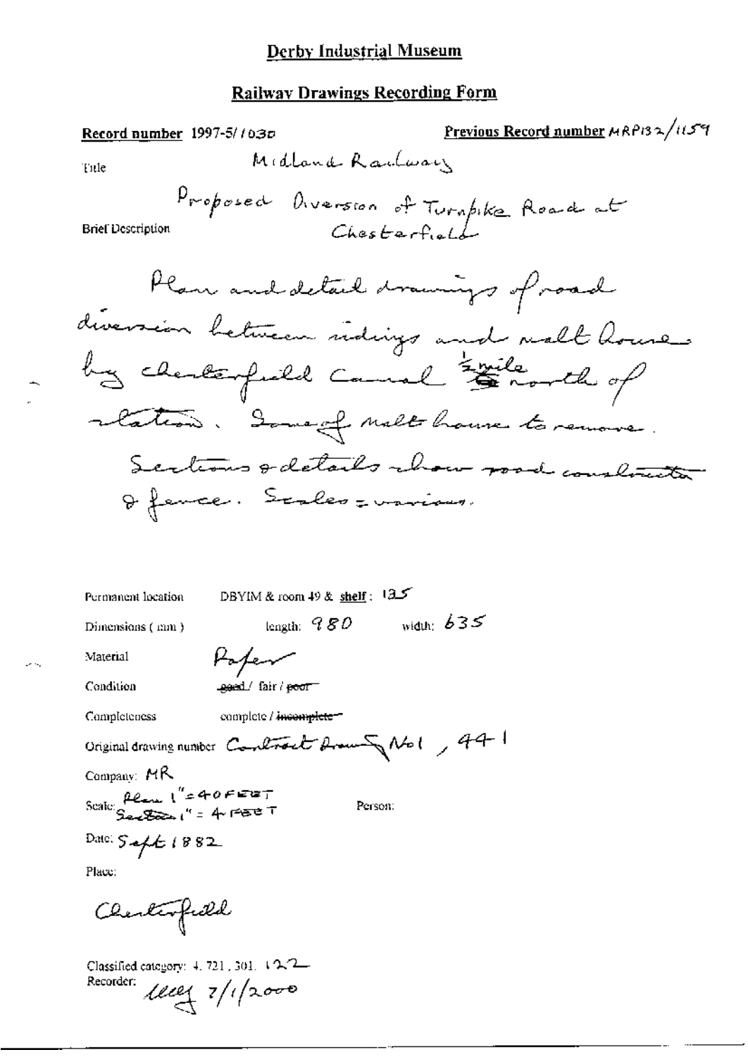# Derby Industrial Museum

## Railway Drawings Recording Form

**Record number** 1997-5/1030

**Previous Record number** MRP132/1159

Title: Midland Railway

Brief Description: Proposed Diversion of Turnpike Road at Chesterfield

Plan and detail drawings of road diversion between sidings and malt house by Chesterfield Canal ½ mile north of station. Some of malt house to remove. Sections & details show road construction & fence. Scales = various.

Permanent location: DBYIM & room 49 & **shelf**: 135

Dimensions (mm): length: 980 width: 635

Material: Paper

Condition: ~~good~~ / fair / ~~poor~~

Completeness: complete / ~~incomplete~~

Original drawing number: Contract Drawing No1, 441

Company: MR

Scale: Plan 1" = 40 FEET; Section 1" = 4 FEET

Person:

Date: Sept 1882

Place:

Chesterfield

Classified category: 4.721.301.122

Recorder: [signature] 7/1/2000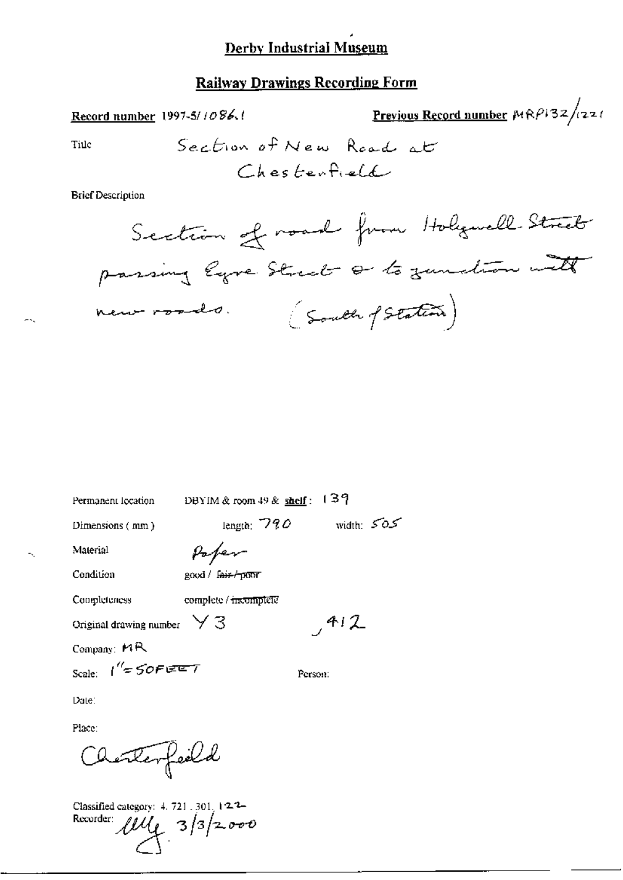# Derby Industrial Museum

## Railway Drawings Recording Form

**Record number** 1997-5/1086.1

**Previous Record number** MRP132/1221

Title: Section of New Road at Chesterfield

Brief Description

Section of road from Holywell Street passing Eyre Street & to junction with new roads. (South of Station)

Permanent location: DBYIM & room 49 & **shelf**: 139

Dimensions (mm): length: 790 width: 505

Material: Paper

Condition: good / ~~fair / poor~~

Completeness: complete / ~~incomplete~~

Original drawing number: Y3, 412

Company: MR

Scale: 1" = 50FEET

Person:

Date:

Place:

Chesterfeild

Classified category: 4. 721. 301. 122

Recorder: [signature] 3/3/2000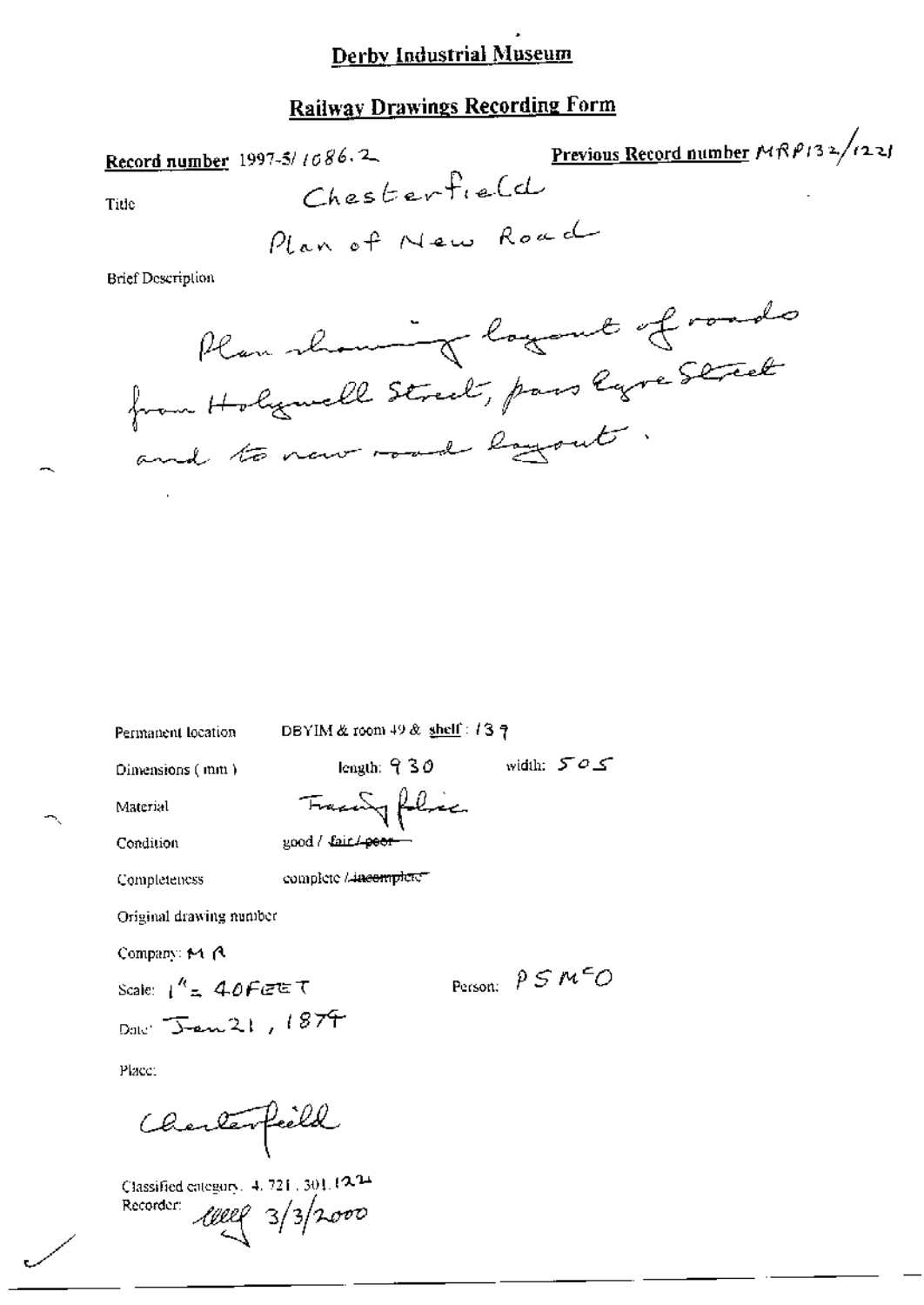**Derby Industrial Museum**

**Railway Drawings Recording Form**

**Record number** 1997-5/1086.2

**Previous Record number** MRP132/1221

Title

Chesterfield

Plan of New Road

Brief Description

Plan showing layout of roads from Holywell Street, pass Eyre Street and to new road layout.

Permanent location DBYIM & room 49 & shelf: 139

Dimensions (mm) length: 930 width: 505

Material Tracing fabric

Condition good / ~~fair / poor~~

Completeness complete / ~~incomplete~~

Original drawing number

Company: MR

Scale: 1" = 40FEET

Person: PSMcO

Date: Jan 21, 1874

Place:

Chesterfield

Classified category: 4.721.301.1224

Recorder: 3/3/2000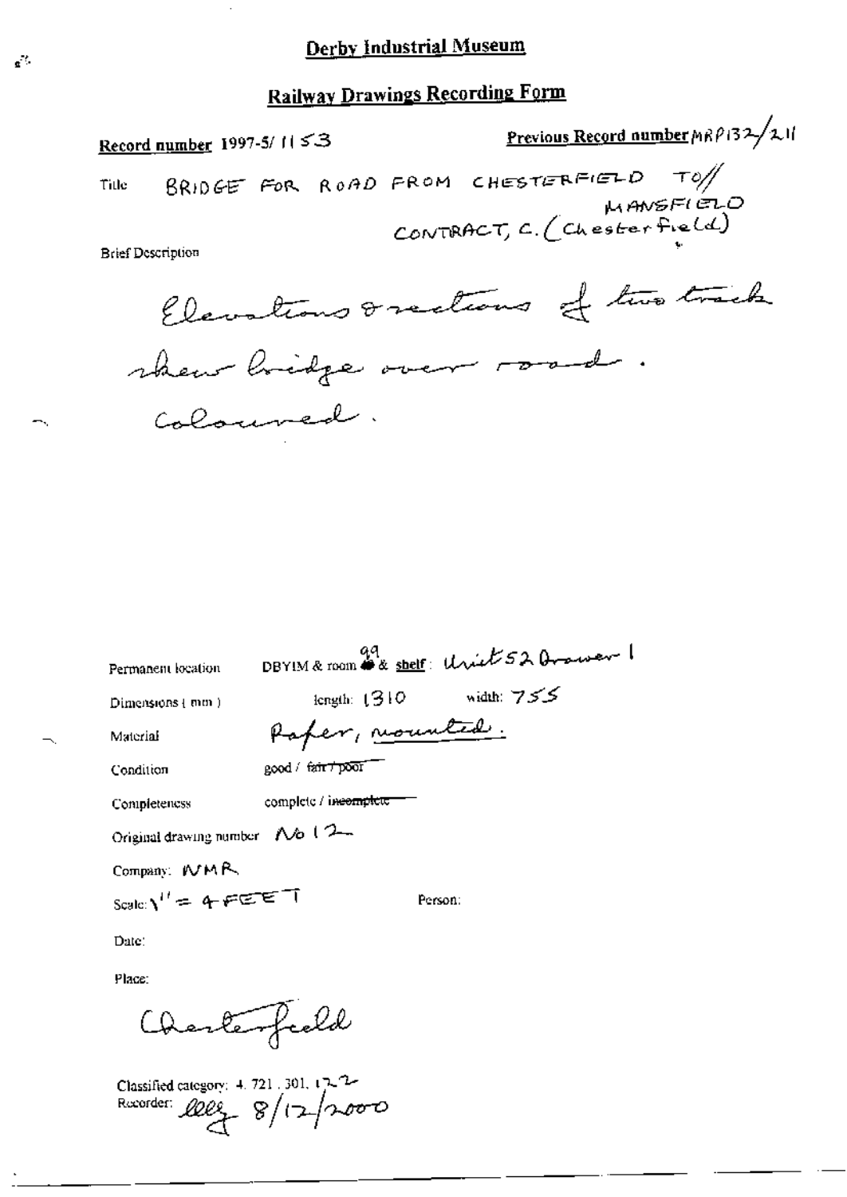# Derby Industrial Museum

## Railway Drawings Recording Form

**Record number** 1997-5/ 1153

**Previous Record number** MRP132/211

Title BRIDGE FOR ROAD FROM CHESTERFIELD TO// MANSFIELD CONTRACT, C. (Chesterfield)

Brief Description

Elevations & sections of two track skew bridge over road. Coloured.

Permanent location DBYIM & room 99 & shelf: Unit 52 Drawer 1

Dimensions (mm) length: 1310 width: 755

Material Paper, mounted.

Condition good / ~~fair / poor~~

Completeness complete / ~~incomplete~~

Original drawing number No 12

Company: NMR

Scale: 1'' = 4 FEET

Person:

Date:

Place:

Chesterfield

Classified category: 4. 721. 301. 122

Recorder: lleg 8/12/2000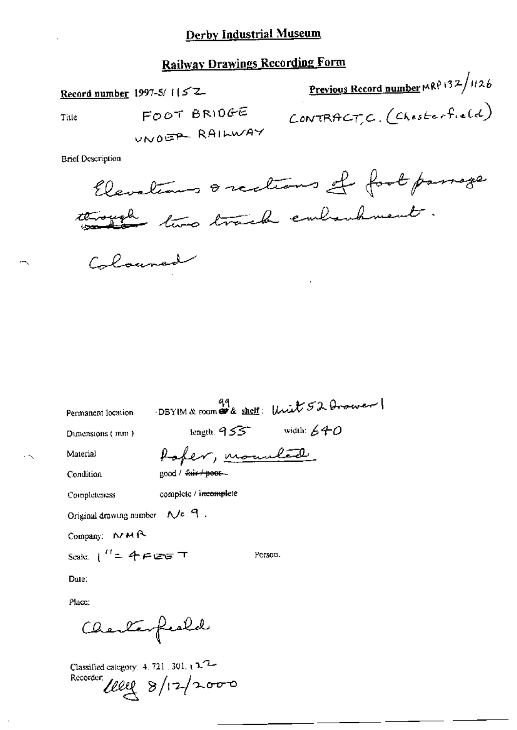# Derby Industrial Museum

## Railway Drawings Recording Form

**Record number** 1997-5/ 1152

**Previous Record number** MRP132/1126

Title FOOT BRIDGE UNDER RAILWAY CONTRACT C. (Chesterfield)

Brief Description

Elevations & sections of foot passage ~~under~~ through two track embankment.

Coloured

Permanent location DBYIM & room 99 & shelf: Unit 52 Drawer 1

Dimensions (mm) length: 955 width: 640

Material Paper, mounted

Condition good / ~~fair / poor~~

Completeness complete / ~~incomplete~~

Original drawing number No 9.

Company: NMR

Scale: 1" = 4 FEET Person.

Date:

Place:

Chesterfield

Classified category: 4. 721. 301. 122

Recorder: [signature] 8/12/2000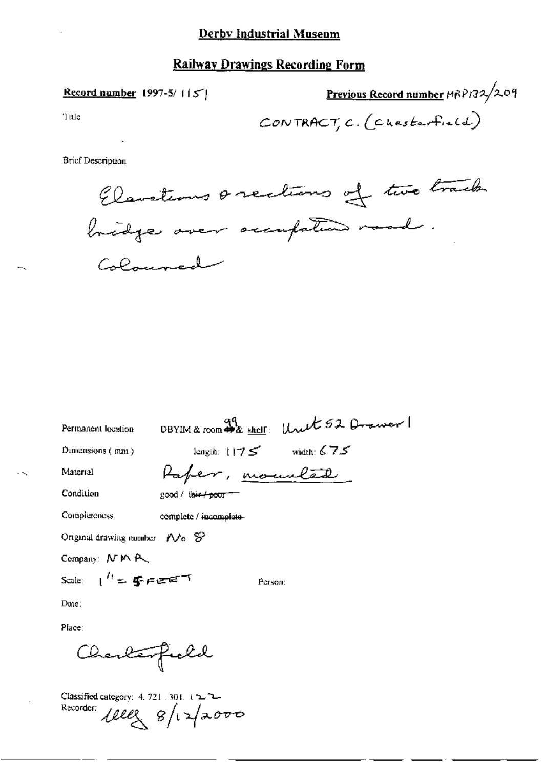# Derby Industrial Museum

## Railway Drawings Recording Form

**Record number** 1997-5/ 1151

**Previous Record number** MRP132/209

Title

CONTRACT, C. (Chesterfield)

Brief Description

Elevations & sections of two track bridge over occupation road. Coloured

Permanent location DBYIM & room 99 & shelf: Unit 52 Drawer 1

Dimensions (mm) length: 1175 width: 675

Material Paper, mounted

Condition good / ~~fair / poor~~

Completeness complete / ~~incomplete~~

Original drawing number No 8

Company: NMR

Scale: 1" = 5 FEET Person:

Date:

Place:

Chesterfield

Classified category: 4. 721 . 301. 122

Recorder: lllg 8/12/2000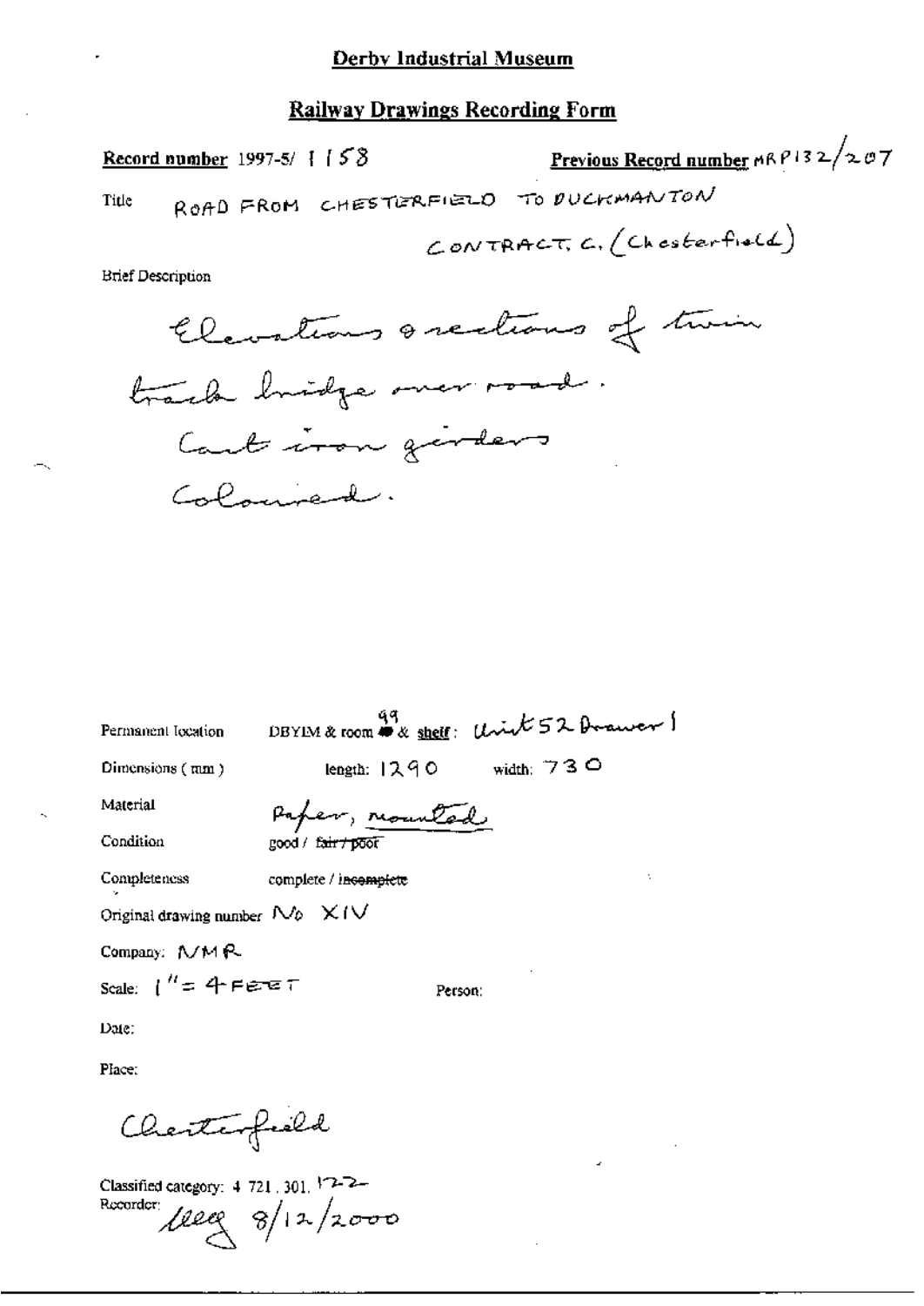Derby Industrial Museum

**Railway Drawings Recording Form**

**Record number** 1997-5/ 1158

**Previous Record number** MRP132/207

Title ROAD FROM CHESTERFIELD TO DUCKMANTON

CONTRACT C. (Chesterfield)

Brief Description

Elevations & sections of twin track bridge over road. Cast iron girders Coloured.

Permanent location DBYIM & room 99 & shelf: Unit 52 Drawer 1

Dimensions (mm) length: 1290 width: 730

Material Paper, mounted

Condition good / ~~fair / poor~~

Completeness complete / ~~incomplete~~

Original drawing number No XIV

Company: NMR

Scale: 1" = 4 FEET

Person:

Date:

Place:

Chesterfield

Classified category: 4 721, 301, 122

Recorder: lleg 8/12/2000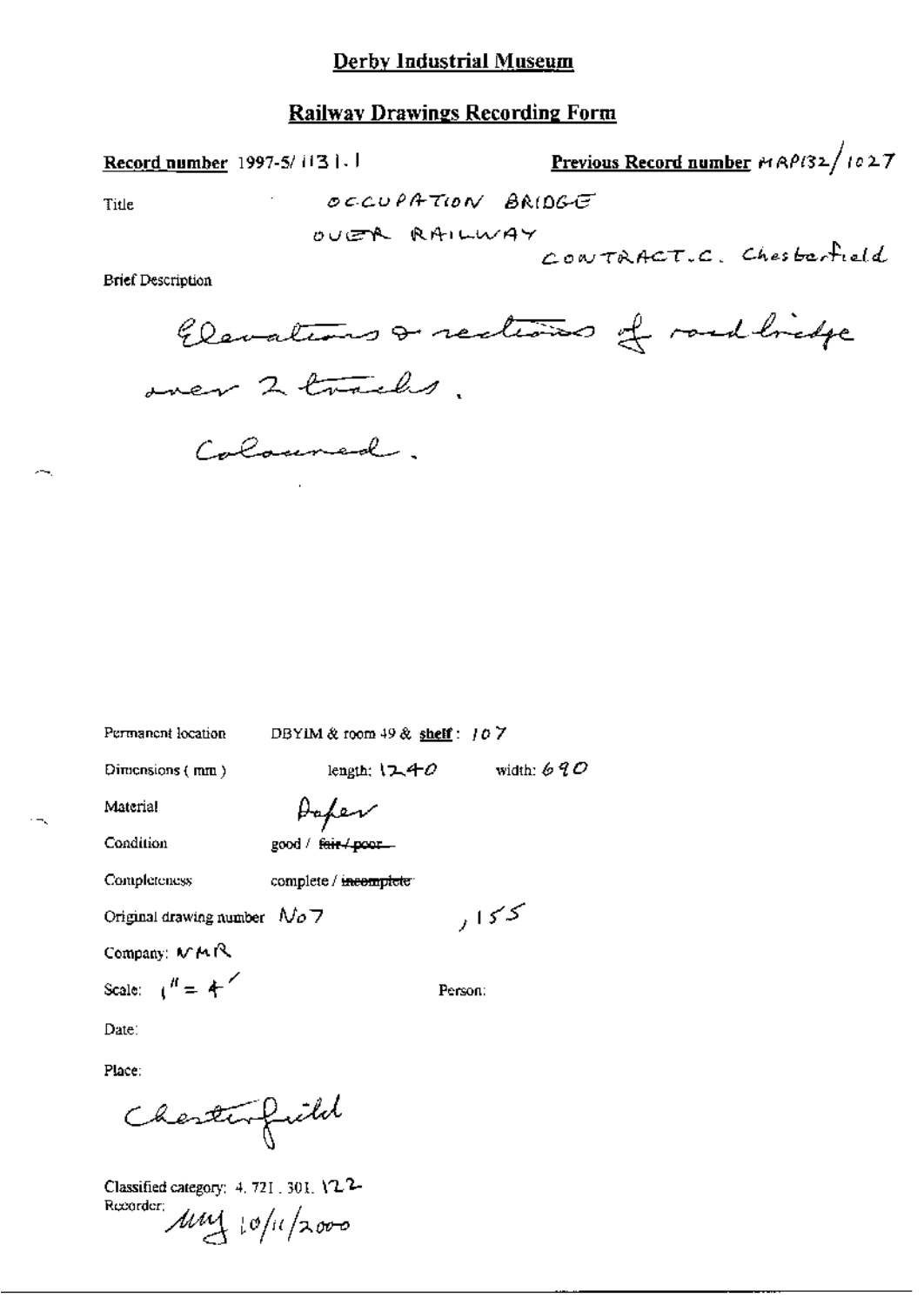# Derby Industrial Museum

## Railway Drawings Recording Form

**Record number** 1997-5/1131.1

**Previous Record number** MRP132/1027

Title OCCUPATION BRIDGE OVER RAILWAY CONTRACT.C. Chesterfield

Brief Description

Elevations & sections of road bridge over 2 tracks.

Coloured.

Permanent location DBYIM & room 49 & **shelf**: 107

Dimensions (mm) length: 1240 width: 690

Material Paper

Condition good / ~~fair / poor~~

Completeness complete / ~~incomplete~~

Original drawing number No 7 , 155

Company: MR

Scale: 1" = 4'

Person:

Date:

Place:

Chesterfield

Classified category: 4. 721. 301. 122

Recorder: MM 10/11/2000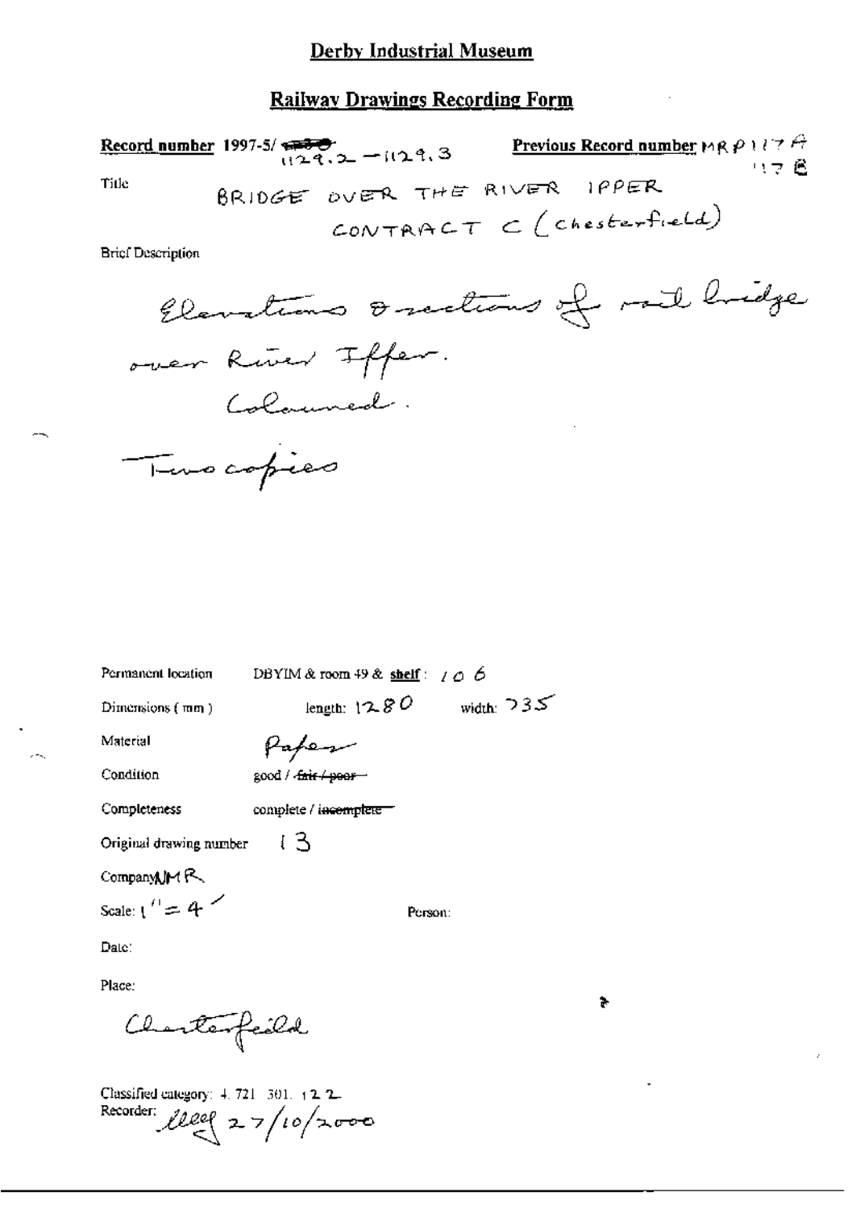# Derby Industrial Museum

## Railway Drawings Recording Form

**Record number** 1997-5/ ~~1129~~ 1129.2 – 1129.3

**Previous Record number** MRP 117A
117B

Title

BRIDGE OVER THE RIVER IPPER
CONTRACT C (Chesterfield)

Brief Description

Elevations & sections of rail bridge over River Iffer.
Coloured.

Two copies

Permanent location DBYIM & room 49 & **shelf**: 106

Dimensions (mm) length: 1280 width: 735

Material Paper

Condition good / ~~fair / poor~~

Completeness complete / ~~incomplete~~

Original drawing number 13

Company: MR

Scale: 1" = 4'

Person:

Date:

Place:

Chesterfield

Classified category: 4. 721. 301. 122

Recorder: [signature] 27/10/2000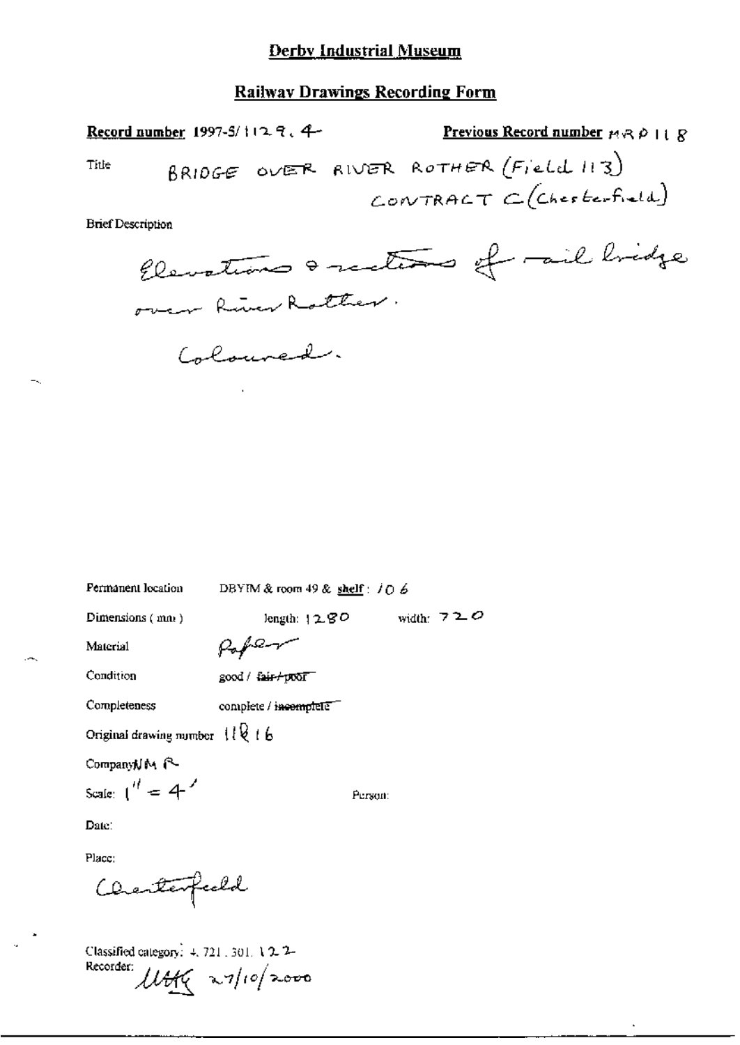# Derby Industrial Museum

## Railway Drawings Recording Form

**Record number** 1997-5/1129.4

**Previous Record number** MRP118

Title: BRIDGE OVER RIVER ROTHER (Field 113) CONTRACT C (Chesterfield)

Brief Description

Elevations & sections of rail bridge over River Rother.

Coloured.

Permanent location: DBYIM & room 49 & shelf: 106

Dimensions (mm): length: 1280 width: 720

Material: Paper

Condition: good / ~~fair / poor~~

Completeness: complete / ~~incomplete~~

Original drawing number: 11816

Company: NMR

Scale: 1" = 4'

Person:

Date:

Place:

Chesterfield

Classified category: 4.721.301.122

Recorder: MHK 27/10/2000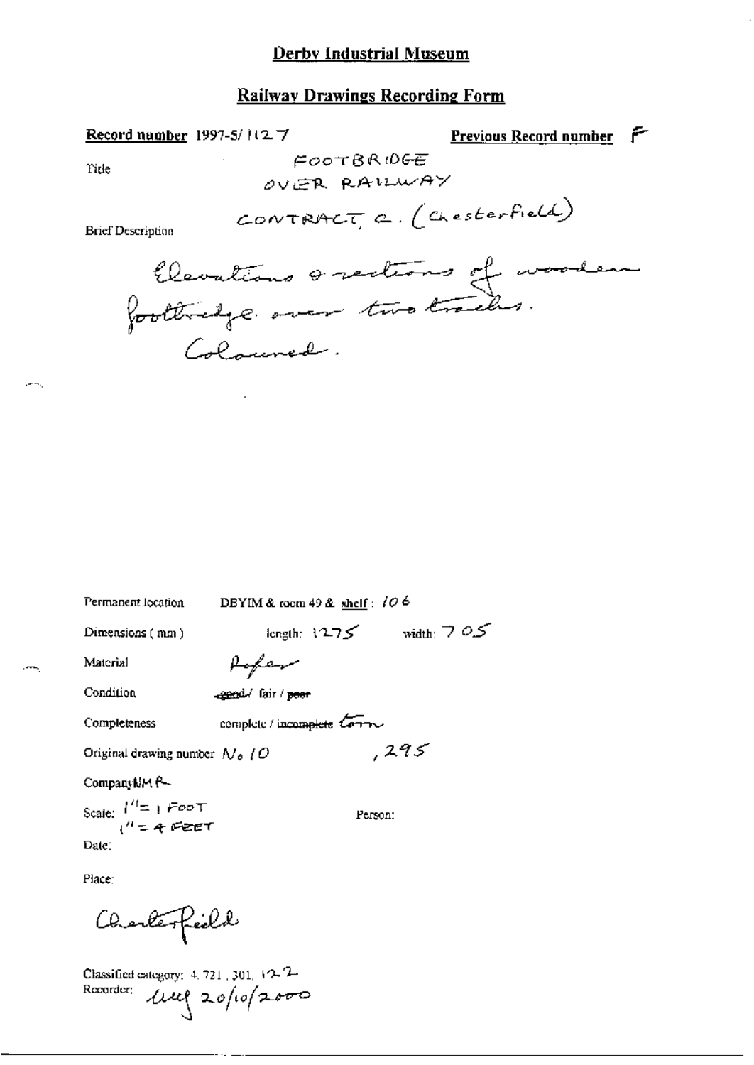# Derby Industrial Museum

## Railway Drawings Recording Form

**Record number** 1997-5/1127

**Previous Record number** F

Title

FOOTBRIDGE
OVER RAILWAY

CONTRACT C. (Chesterfield)

Brief Description

Elevations & sections of wooden footbridge over two tracks.
Coloured.

Permanent location DBYIM & room 49 & shelf: 106

Dimensions (mm) length: 1275 width: 705

Material Paper

Condition ~~good~~ / fair / ~~poor~~

Completeness complete / ~~incomplete~~ torn

Original drawing number No 10 ,295

Company: MR

Scale: 1" = 1 FOOT
1" = 4 FEET

Person:

Date:

Place:

Chesterfield

Classified category: 4.721.301.122

Recorder: LLG 20/10/2000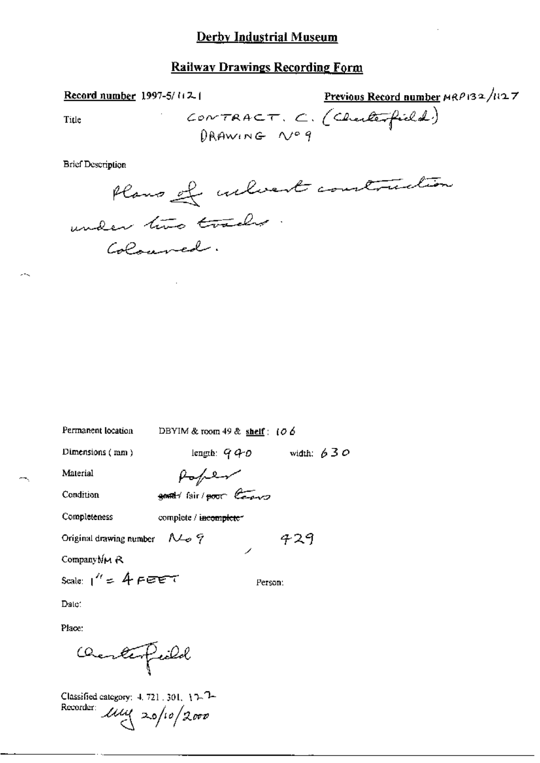# Derby Industrial Museum

## Railway Drawings Recording Form

**Record number** 1997-5/1121

**Previous Record number** MRP132/1127

Title: CONTRACT. C. (Chesterfield) DRAWING No 9

Brief Description

Plans of culvert construction under two tracks. Coloured.

Permanent location: DBYIM & room 49 & **shelf**: 106

Dimensions (mm): length: 940 width: 630

Material: Paper

Condition: ~~good~~ / fair / ~~poor~~ tears

Completeness: complete / ~~incomplete~~

Original drawing number: No 9 / 429

Company: MR

Scale: 1" = 4 FEET

Person:

Date:

Place:

Chesterfield

Classified category: 4. 721. 301. 122

Recorder: [signature] 20/10/2000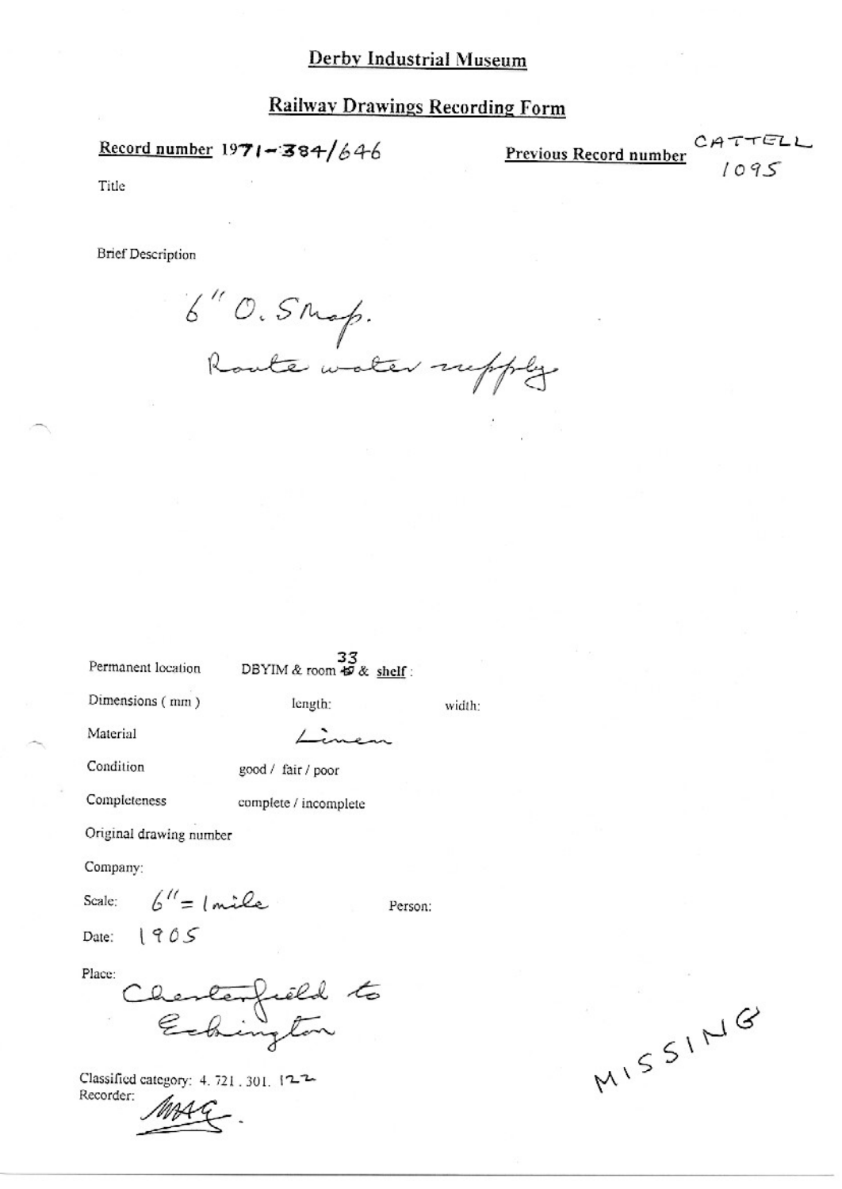# Derby Industrial Museum

## Railway Drawings Recording Form

**Record number** 1971-384/646

**Previous Record number** CATTELL 1095

Title

Brief Description

6" O.S Map.
Route water supply

Permanent location DBYIM & room 33 & shelf :

Dimensions ( mm ) length: width:

Material Linen

Condition good / fair / poor

Completeness complete / incomplete

Original drawing number

Company:

Scale: 6" = 1 mile Person:

Date: 1905

Place: Chesterfield to Eckington

Classified category: 4. 721. 301. 122

Recorder: MAG.

MISSING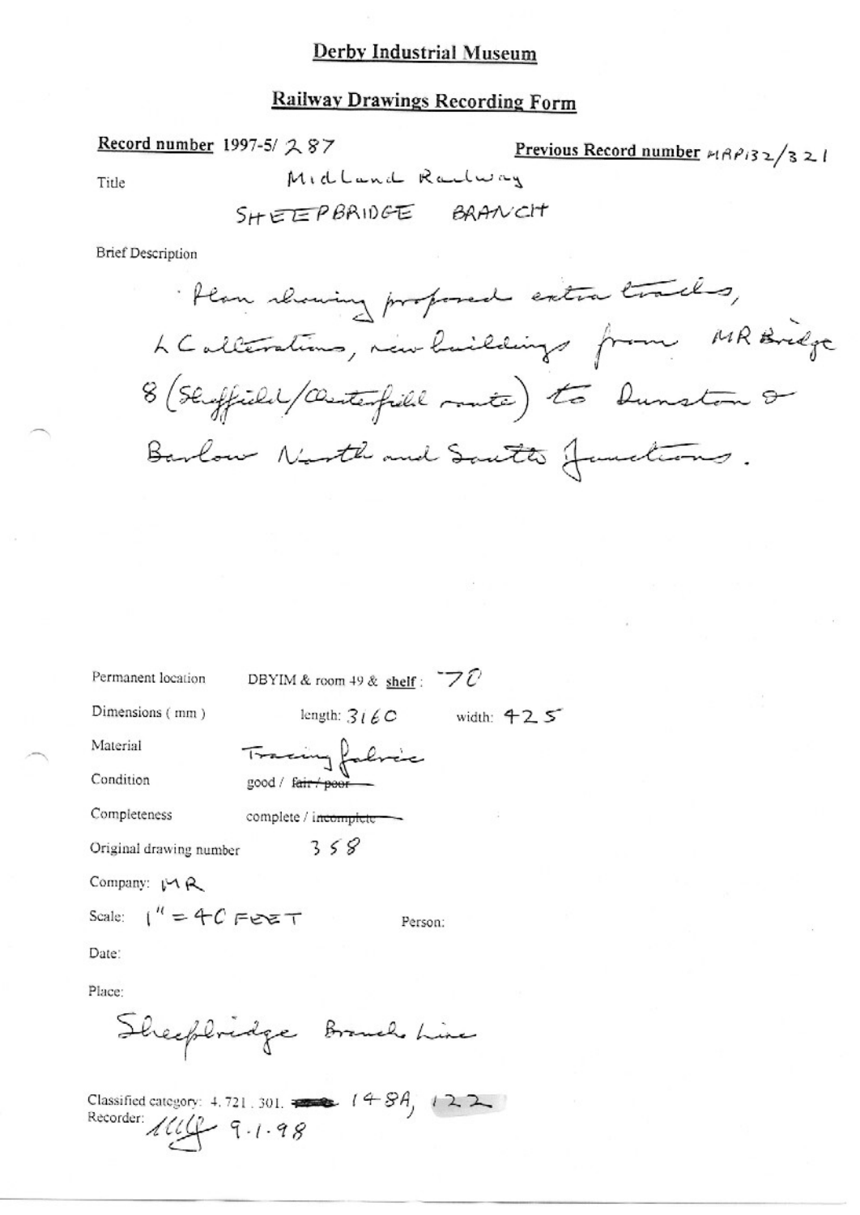# Derby Industrial Museum

## Railway Drawings Recording Form

**Record number** 1997-5/ 287

**Previous Record number** MRP132/321

Title: Midland Railway

SHEEPBRIDGE BRANCH

Brief Description

Plan showing proposed extra tracks, & alterations, new buildings from MR Bridge 8 (Sheffield/Chesterfield route) to Dunston & Barlow North and South Junctions.

Permanent location: DBYIM & room 49 & shelf: 70

Dimensions (mm): length: 3160 width: 425

Material: Tracing fabric

Condition: good / ~~fair / poor~~

Completeness: complete / ~~incomplete~~

Original drawing number: 358

Company: MR

Scale: 1" = 40 FEET

Person:

Date:

Place:

Sheepbridge Branch Line

Classified category: 4.721.301. 148A, 122

Recorder: MJG 9.1.98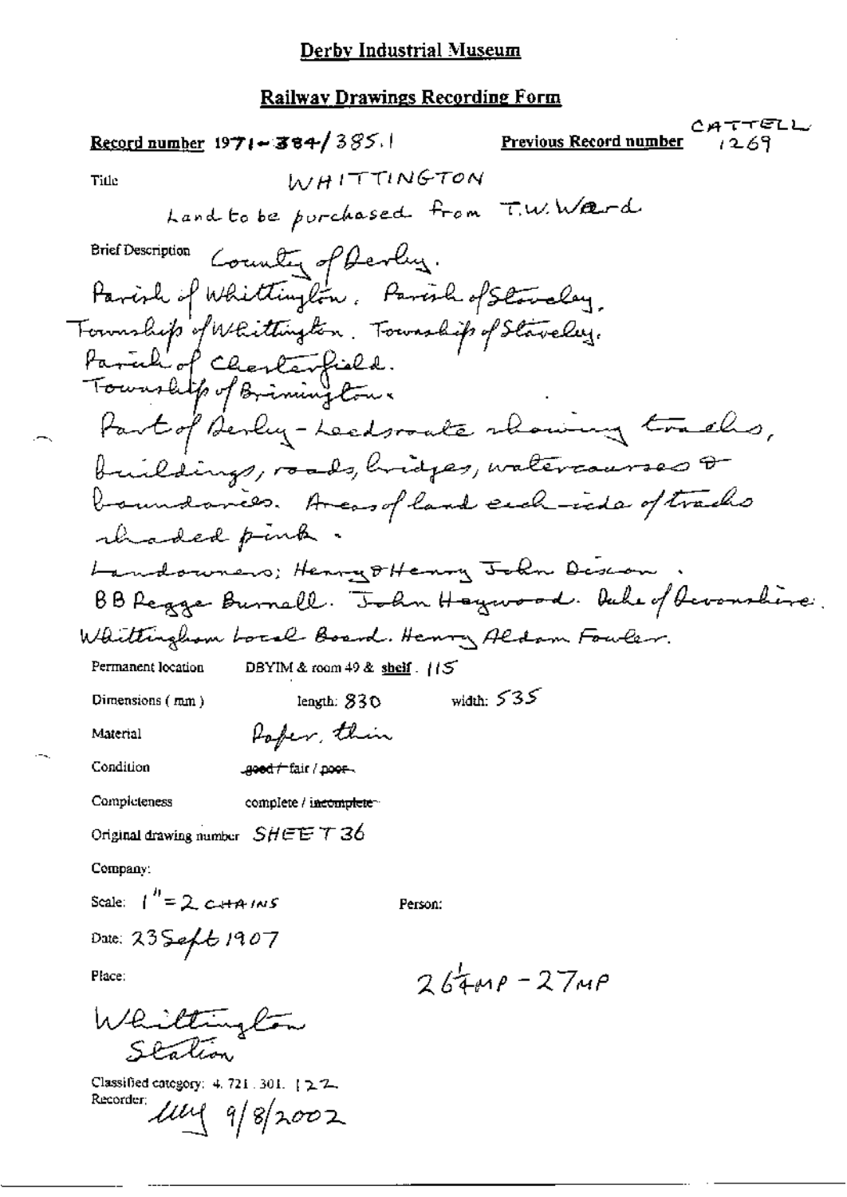# Derby Industrial Museum

## Railway Drawings Recording Form

**Record number** 1971-384/385.1 **Previous Record number** CATTELL 1269

Title WHITTINGTON

Land to be purchased from T.W. Ward

Brief Description County of Derby.
Parish of Whittington. Parish of Staveley.
Township of Whittington. Township of Staveley.
Parish of Chesterfield.
Township of Brimington.
Part of Derby-Leeds route showing tracks, buildings, roads, bridges, watercourses & boundaries. Areas of land each side of tracks shaded pink.
Landowners: Henry & Henry John Dixon. BB Rogge Burnell. John Haywood. Duke of Devonshire. Whittington Local Board. Henry Aldam Fowler.

Permanent location DBYIM & room 49 & shelf. 115

Dimensions (mm) length: 830 width: 535

Material Paper, thin

Condition ~~good~~ / fair / ~~poor~~

Completeness complete / ~~incomplete~~

Original drawing number SHEET 36

Company:

Scale: 1" = 2 CHAINS

Person:

Date: 23 Sept 1907

Place: Whittington Station

$26\frac{1}{4}$MP - 27MP

Classified category: 4.721.301.122

Recorder: MM 9/8/2002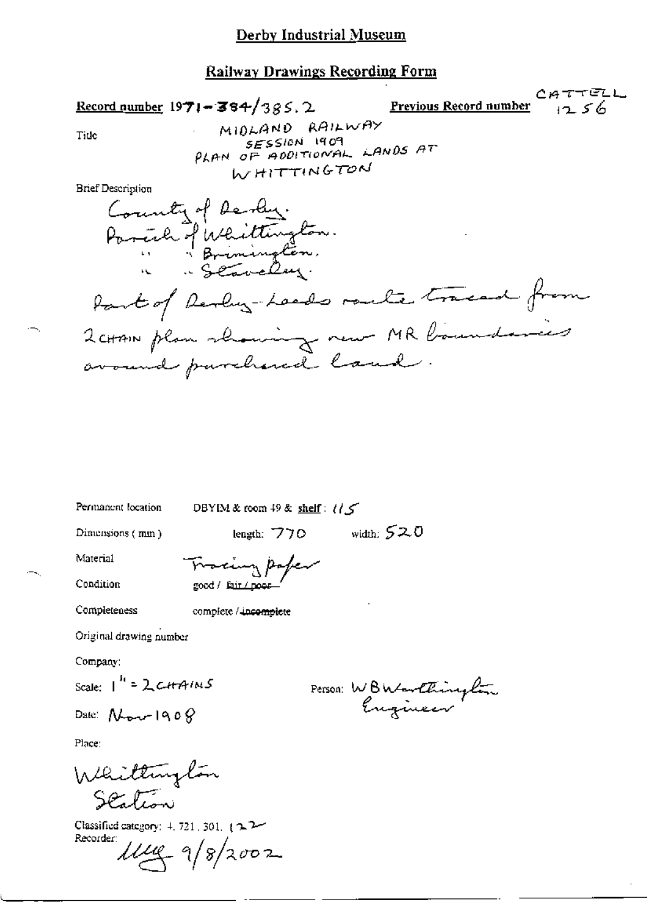# Derby Industrial Museum

## Railway Drawings Recording Form

**Record number** 1971-384/385.2 **Previous Record number** CATTELL 1256

Title: MIDLAND RAILWAY SESSION 1909 PLAN OF ADDITIONAL LANDS AT WHITTINGTON

Brief Description

County of Derby.
Parish of Whittington.
" " Brimington.
" " Staveley.
Part of Derby-Leeds route traced from 2 CHAIN plan showing new MR boundaries around purchased land.

Permanent location: DBYIM & room 49 & **shelf**: 115

Dimensions (mm) length: 770 width: 520

Material: Tracing paper

Condition: good / ~~fair / poor~~

Completeness: complete / ~~incomplete~~

Original drawing number

Company:

Scale: 1" = 2 CHAINS

Person: W B Worthington Engineer

Date: Nov 1908

Place:

Whittington Station

Classified category: 4. 721. 301. 122

Recorder: [signature] 9/8/2002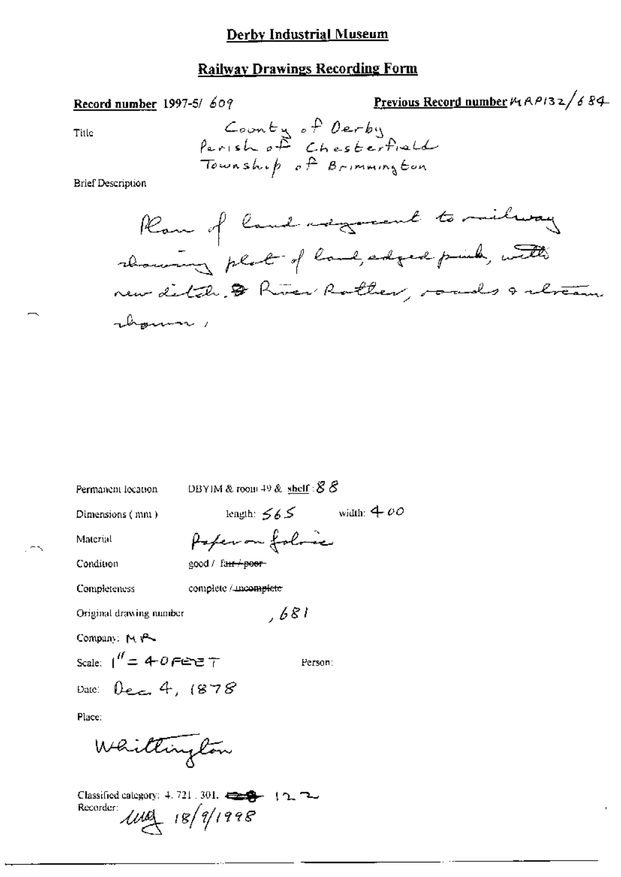## Derby Industrial Museum

## Railway Drawings Recording Form

**Record number** 1997-5/ 609

**Previous Record number** MRP132/684

Title

County of Derby
Parish of Chesterfield
Township of Brimmington

Brief Description

Plan of land adjacent to railway showing plot of land, edged pink, with new ditch, River Rother, roads & stream shown.

Permanent location: DBYIM & room 49 & shelf: 88

Dimensions (mm): length: 565 width: 400

Material: Paper on fabric

Condition: good / ~~fair / poor~~

Completeness: complete / ~~incomplete~~

Original drawing number: ,681

Company: MR

Scale: 1" = 40 FEET

Person:

Date: Dec. 4, 1878

Place:

Whittington

Classified category: 4. 721. 301. ~~(illegible)~~ 122

Recorder: (illegible) 18/9/1998